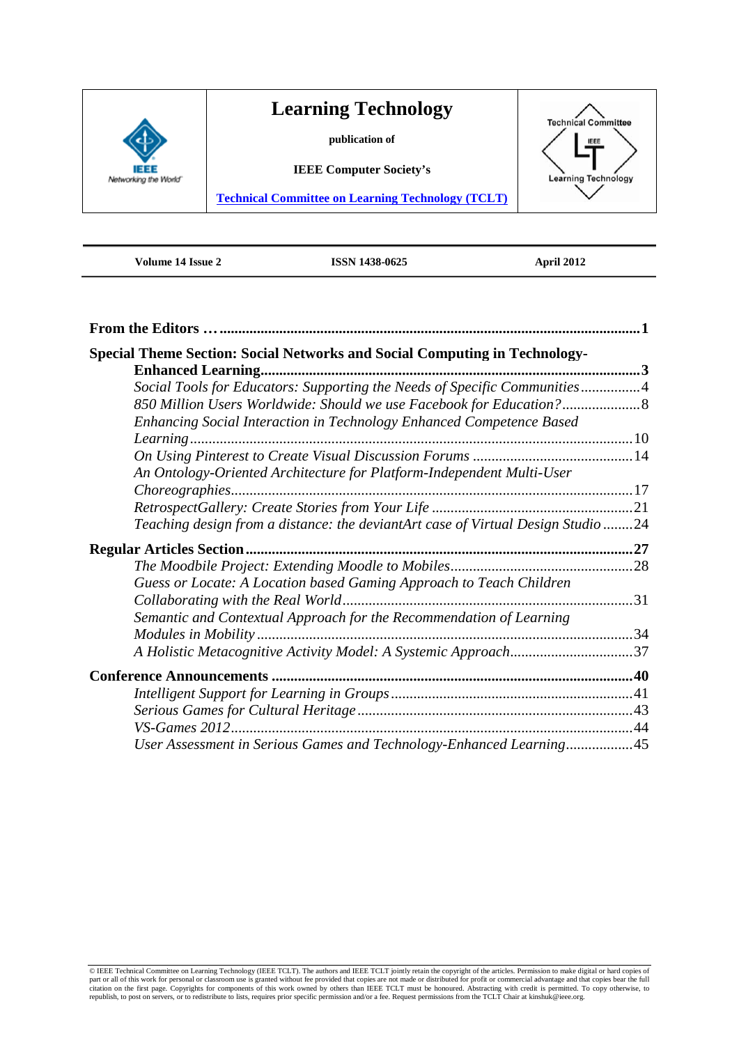| | # Learning Technology | |
|---|---|---|
| IEEE Networking the World | **publication of** | Technical Committee LT IEEE Learning Technology |
| | **IEEE Computer Society's** | |
| | **[Technical Committee on Learning Technology (TCLT)]** | |

| **Volume 14 Issue 2** | **ISSN 1438-0625** | **April 2012** |
|---|---|---|

**From the Editors … .......................................................................................... 1**

**Special Theme Section: Social Networks and Social Computing in Technology-Enhanced Learning ........................................................................................ 3**

*Social Tools for Educators: Supporting the Needs of Specific Communities* ................ 4

*850 Million Users Worldwide: Should we use Facebook for Education?* ..................... 8

*Enhancing Social Interaction in Technology Enhanced Competence Based Learning* ....................................................................................................... 10

*On Using Pinterest to Create Visual Discussion Forums* ........................................... 14

*An Ontology-Oriented Architecture for Platform-Independent Multi-User Choreographies* ........................................................................................... 17

*RetrospectGallery: Create Stories from Your Life* ...................................................... 21

*Teaching design from a distance: the deviantArt case of Virtual Design Studio* ........ 24

**Regular Articles Section ........................................................................................ 27**

*The Moodbile Project: Extending Moodle to Mobiles* ................................................. 28

*Guess or Locate: A Location based Gaming Approach to Teach Children Collaborating with the Real World* ............................................................................ 31

*Semantic and Contextual Approach for the Recommendation of Learning Modules in Mobility* .................................................................................................... 34

*A Holistic Metacognitive Activity Model: A Systemic Approach* ................................. 37

**Conference Announcements ................................................................................ 40**

*Intelligent Support for Learning in Groups* ................................................................. 41

*Serious Games for Cultural Heritage* .......................................................................... 43

*VS-Games 2012* .......................................................................................................... 44

*User Assessment in Serious Games and Technology-Enhanced Learning* ................. 45

© IEEE Technical Committee on Learning Technology (IEEE TCLT). The authors and IEEE TCLT jointly retain the copyright of the articles. Permission to make digital or hard copies of part or all of this work for personal or classroom use is granted without fee provided that copies are not made or distributed for profit or commercial advantage and that copies bear the full citation on the first page. Copyrights for components of this work owned by others than IEEE TCLT must be honoured. Abstracting with credit is permitted. To copy otherwise, to republish, to post on servers, or to redistribute to lists, requires prior specific permission and/or a fee. Request permissions from the TCLT Chair at kinshuk@ieee.org.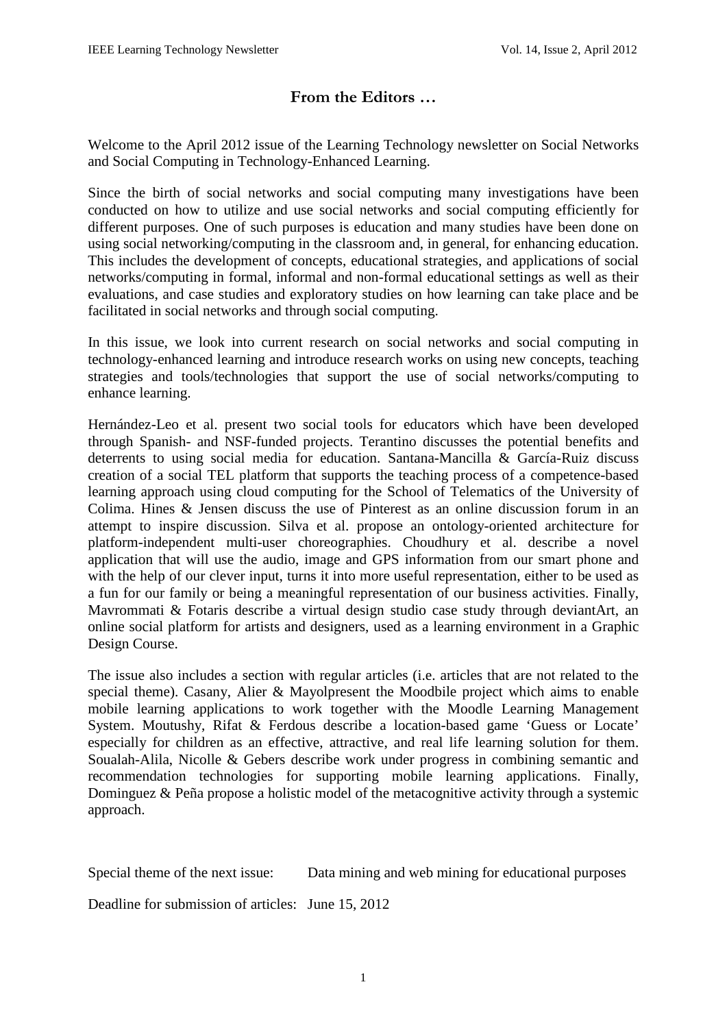# From the Editors …

Welcome to the April 2012 issue of the Learning Technology newsletter on Social Networks and Social Computing in Technology-Enhanced Learning.

Since the birth of social networks and social computing many investigations have been conducted on how to utilize and use social networks and social computing efficiently for different purposes. One of such purposes is education and many studies have been done on using social networking/computing in the classroom and, in general, for enhancing education. This includes the development of concepts, educational strategies, and applications of social networks/computing in formal, informal and non-formal educational settings as well as their evaluations, and case studies and exploratory studies on how learning can take place and be facilitated in social networks and through social computing.

In this issue, we look into current research on social networks and social computing in technology-enhanced learning and introduce research works on using new concepts, teaching strategies and tools/technologies that support the use of social networks/computing to enhance learning.

Hernández-Leo et al. present two social tools for educators which have been developed through Spanish- and NSF-funded projects. Terantino discusses the potential benefits and deterrents to using social media for education. Santana-Mancilla & García-Ruiz discuss creation of a social TEL platform that supports the teaching process of a competence-based learning approach using cloud computing for the School of Telematics of the University of Colima. Hines & Jensen discuss the use of Pinterest as an online discussion forum in an attempt to inspire discussion. Silva et al. propose an ontology-oriented architecture for platform-independent multi-user choreographies. Choudhury et al. describe a novel application that will use the audio, image and GPS information from our smart phone and with the help of our clever input, turns it into more useful representation, either to be used as a fun for our family or being a meaningful representation of our business activities. Finally, Mavrommati & Fotaris describe a virtual design studio case study through deviantArt, an online social platform for artists and designers, used as a learning environment in a Graphic Design Course.

The issue also includes a section with regular articles (i.e. articles that are not related to the special theme). Casany, Alier & Mayolpresent the Moodbile project which aims to enable mobile learning applications to work together with the Moodle Learning Management System. Moutushy, Rifat & Ferdous describe a location-based game 'Guess or Locate' especially for children as an effective, attractive, and real life learning solution for them. Soualah-Alila, Nicolle & Gebers describe work under progress in combining semantic and recommendation technologies for supporting mobile learning applications. Finally, Dominguez & Peña propose a holistic model of the metacognitive activity through a systemic approach.

Special theme of the next issue: Data mining and web mining for educational purposes

Deadline for submission of articles: June 15, 2012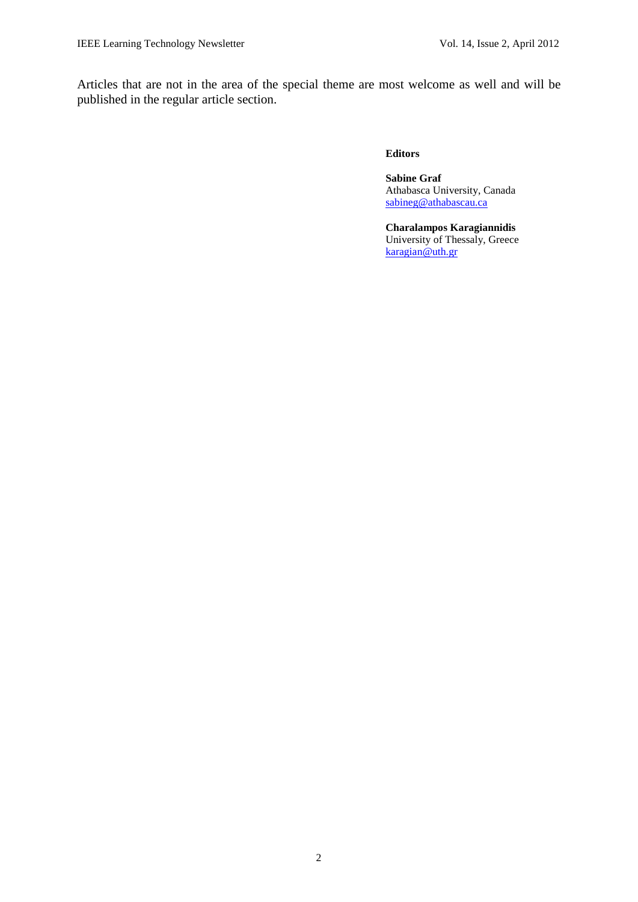Articles that are not in the area of the special theme are most welcome as well and will be published in the regular article section.

**Editors**

**Sabine Graf**
Athabasca University, Canada
sabineg@athabascau.ca

**Charalampos Karagiannidis**
University of Thessaly, Greece
karagian@uth.gr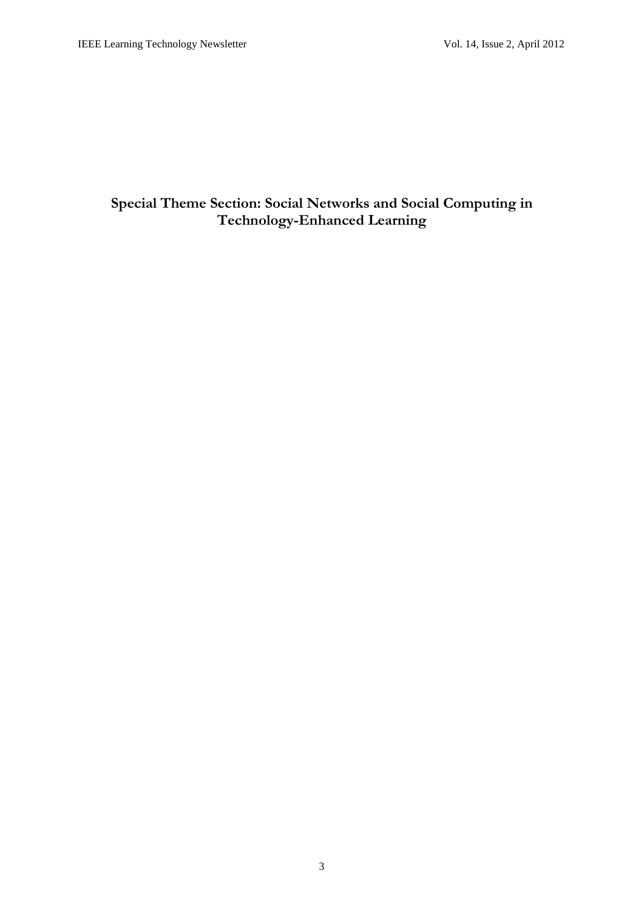# Special Theme Section: Social Networks and Social Computing in Technology-Enhanced Learning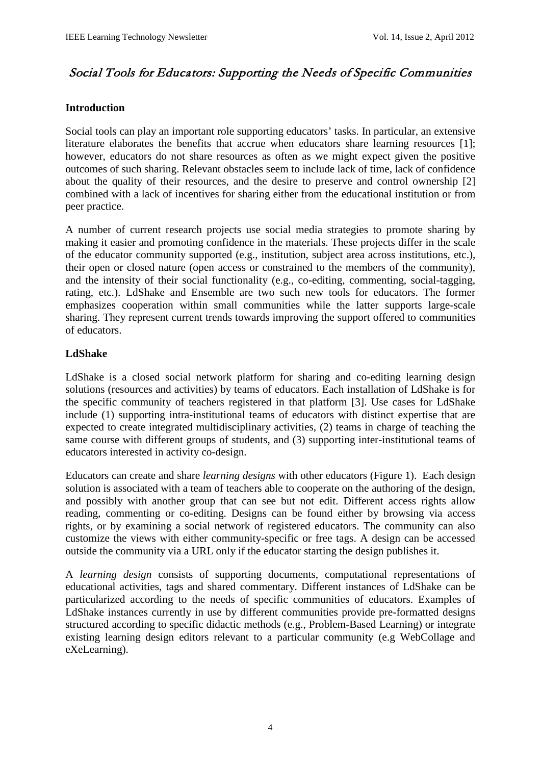# *Social Tools for Educators: Supporting the Needs of Specific Communities*

## Introduction

Social tools can play an important role supporting educators' tasks. In particular, an extensive literature elaborates the benefits that accrue when educators share learning resources [1]; however, educators do not share resources as often as we might expect given the positive outcomes of such sharing. Relevant obstacles seem to include lack of time, lack of confidence about the quality of their resources, and the desire to preserve and control ownership [2] combined with a lack of incentives for sharing either from the educational institution or from peer practice.

A number of current research projects use social media strategies to promote sharing by making it easier and promoting confidence in the materials. These projects differ in the scale of the educator community supported (e.g., institution, subject area across institutions, etc.), their open or closed nature (open access or constrained to the members of the community), and the intensity of their social functionality (e.g., co-editing, commenting, social-tagging, rating, etc.). LdShake and Ensemble are two such new tools for educators. The former emphasizes cooperation within small communities while the latter supports large-scale sharing. They represent current trends towards improving the support offered to communities of educators.

## LdShake

LdShake is a closed social network platform for sharing and co-editing learning design solutions (resources and activities) by teams of educators. Each installation of LdShake is for the specific community of teachers registered in that platform [3]. Use cases for LdShake include (1) supporting intra-institutional teams of educators with distinct expertise that are expected to create integrated multidisciplinary activities, (2) teams in charge of teaching the same course with different groups of students, and (3) supporting inter-institutional teams of educators interested in activity co-design.

Educators can create and share *learning designs* with other educators (Figure 1). Each design solution is associated with a team of teachers able to cooperate on the authoring of the design, and possibly with another group that can see but not edit. Different access rights allow reading, commenting or co-editing. Designs can be found either by browsing via access rights, or by examining a social network of registered educators. The community can also customize the views with either community-specific or free tags. A design can be accessed outside the community via a URL only if the educator starting the design publishes it.

A *learning design* consists of supporting documents, computational representations of educational activities, tags and shared commentary. Different instances of LdShake can be particularized according to the needs of specific communities of educators. Examples of LdShake instances currently in use by different communities provide pre-formatted designs structured according to specific didactic methods (e.g., Problem-Based Learning) or integrate existing learning design editors relevant to a particular community (e.g WebCollage and eXeLearning).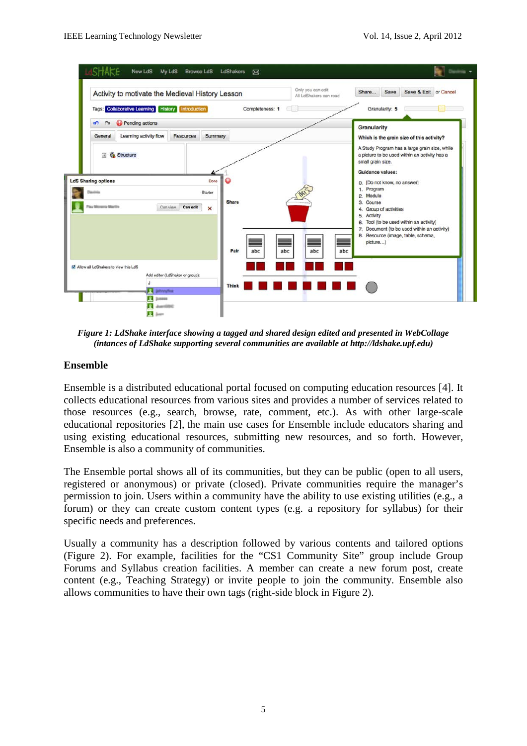*Figure 1: LdShake interface showing a tagged and shared design edited and presented in WebCollage (intances of LdShake supporting several communities are available at http://ldshake.upf.edu)*

## Ensemble

Ensemble is a distributed educational portal focused on computing education resources [4]. It collects educational resources from various sites and provides a number of services related to those resources (e.g., search, browse, rate, comment, etc.). As with other large-scale educational repositories [2], the main use cases for Ensemble include educators sharing and using existing educational resources, submitting new resources, and so forth. However, Ensemble is also a community of communities.

The Ensemble portal shows all of its communities, but they can be public (open to all users, registered or anonymous) or private (closed). Private communities require the manager's permission to join. Users within a community have the ability to use existing utilities (e.g., a forum) or they can create custom content types (e.g. a repository for syllabus) for their specific needs and preferences.

Usually a community has a description followed by various contents and tailored options (Figure 2). For example, facilities for the "CS1 Community Site" group include Group Forums and Syllabus creation facilities. A member can create a new forum post, create content (e.g., Teaching Strategy) or invite people to join the community. Ensemble also allows communities to have their own tags (right-side block in Figure 2).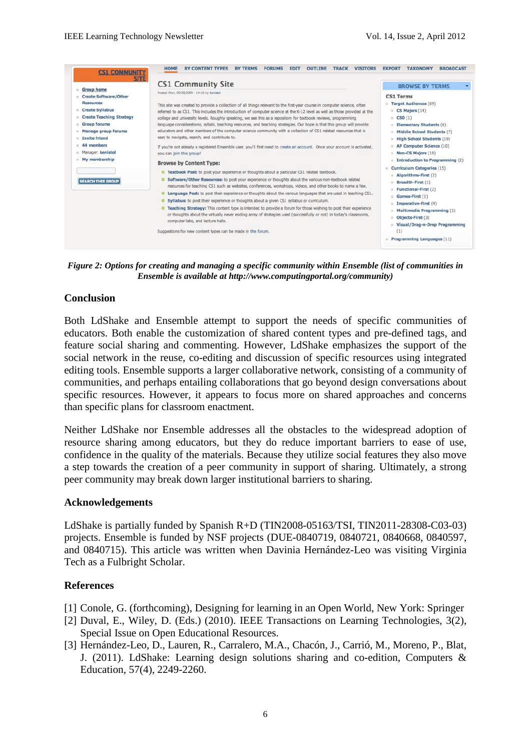*Figure 2: Options for creating and managing a specific community within Ensemble (list of communities in Ensemble is available at http://www.computingportal.org/community)*

## Conclusion

Both LdShake and Ensemble attempt to support the needs of specific communities of educators. Both enable the customization of shared content types and pre-defined tags, and feature social sharing and commenting. However, LdShake emphasizes the support of the social network in the reuse, co-editing and discussion of specific resources using integrated editing tools. Ensemble supports a larger collaborative network, consisting of a community of communities, and perhaps entailing collaborations that go beyond design conversations about specific resources. However, it appears to focus more on shared approaches and concerns than specific plans for classroom enactment.

Neither LdShake nor Ensemble addresses all the obstacles to the widespread adoption of resource sharing among educators, but they do reduce important barriers to ease of use, confidence in the quality of the materials. Because they utilize social features they also move a step towards the creation of a peer community in support of sharing. Ultimately, a strong peer community may break down larger institutional barriers to sharing.

## Acknowledgements

LdShake is partially funded by Spanish R+D (TIN2008-05163/TSI, TIN2011-28308-C03-03) projects. Ensemble is funded by NSF projects (DUE-0840719, 0840721, 0840668, 0840597, and 0840715). This article was written when Davinia Hernández-Leo was visiting Virginia Tech as a Fulbright Scholar.

## References

[1] Conole, G. (forthcoming), Designing for learning in an Open World, New York: Springer
[2] Duval, E., Wiley, D. (Eds.) (2010). IEEE Transactions on Learning Technologies, 3(2), Special Issue on Open Educational Resources.
[3] Hernández-Leo, D., Lauren, R., Carralero, M.A., Chacón, J., Carrió, M., Moreno, P., Blat, J. (2011). LdShake: Learning design solutions sharing and co-edition, Computers & Education, 57(4), 2249-2260.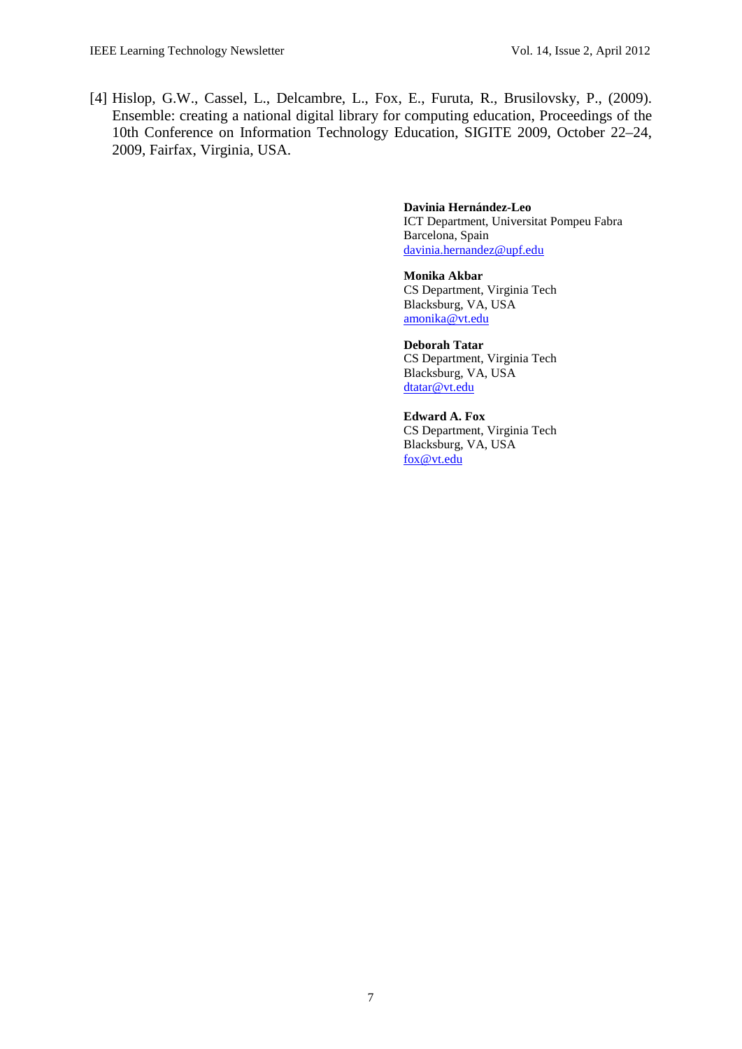[4] Hislop, G.W., Cassel, L., Delcambre, L., Fox, E., Furuta, R., Brusilovsky, P., (2009). Ensemble: creating a national digital library for computing education, Proceedings of the 10th Conference on Information Technology Education, SIGITE 2009, October 22–24, 2009, Fairfax, Virginia, USA.

**Davinia Hernández-Leo**
ICT Department, Universitat Pompeu Fabra
Barcelona, Spain
davinia.hernandez@upf.edu

**Monika Akbar**
CS Department, Virginia Tech
Blacksburg, VA, USA
amonika@vt.edu

**Deborah Tatar**
CS Department, Virginia Tech
Blacksburg, VA, USA
dtatar@vt.edu

**Edward A. Fox**
CS Department, Virginia Tech
Blacksburg, VA, USA
fox@vt.edu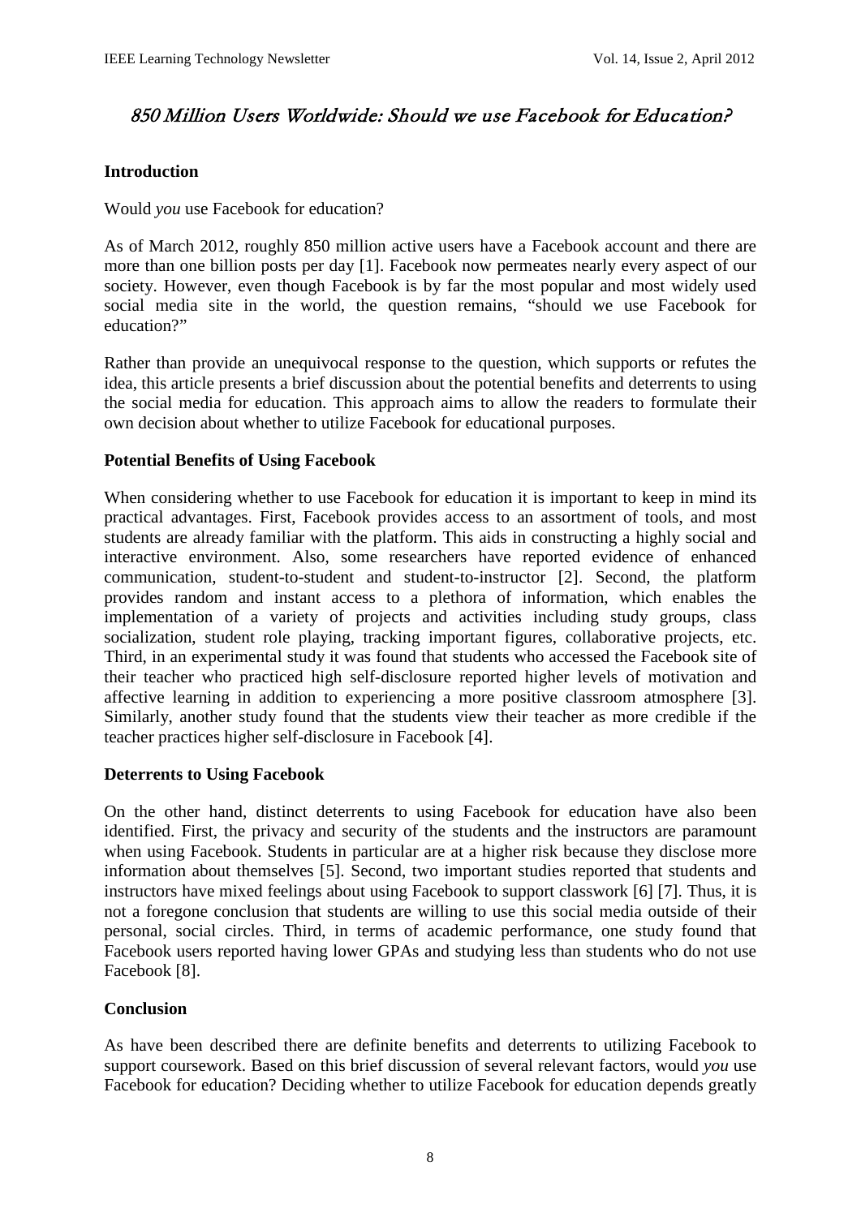# *850 Million Users Worldwide: Should we use Facebook for Education?*

## Introduction

Would *you* use Facebook for education?

As of March 2012, roughly 850 million active users have a Facebook account and there are more than one billion posts per day [1]. Facebook now permeates nearly every aspect of our society. However, even though Facebook is by far the most popular and most widely used social media site in the world, the question remains, "should we use Facebook for education?"

Rather than provide an unequivocal response to the question, which supports or refutes the idea, this article presents a brief discussion about the potential benefits and deterrents to using the social media for education. This approach aims to allow the readers to formulate their own decision about whether to utilize Facebook for educational purposes.

## Potential Benefits of Using Facebook

When considering whether to use Facebook for education it is important to keep in mind its practical advantages. First, Facebook provides access to an assortment of tools, and most students are already familiar with the platform. This aids in constructing a highly social and interactive environment. Also, some researchers have reported evidence of enhanced communication, student-to-student and student-to-instructor [2]. Second, the platform provides random and instant access to a plethora of information, which enables the implementation of a variety of projects and activities including study groups, class socialization, student role playing, tracking important figures, collaborative projects, etc. Third, in an experimental study it was found that students who accessed the Facebook site of their teacher who practiced high self-disclosure reported higher levels of motivation and affective learning in addition to experiencing a more positive classroom atmosphere [3]. Similarly, another study found that the students view their teacher as more credible if the teacher practices higher self-disclosure in Facebook [4].

## Deterrents to Using Facebook

On the other hand, distinct deterrents to using Facebook for education have also been identified. First, the privacy and security of the students and the instructors are paramount when using Facebook. Students in particular are at a higher risk because they disclose more information about themselves [5]. Second, two important studies reported that students and instructors have mixed feelings about using Facebook to support classwork [6] [7]. Thus, it is not a foregone conclusion that students are willing to use this social media outside of their personal, social circles. Third, in terms of academic performance, one study found that Facebook users reported having lower GPAs and studying less than students who do not use Facebook [8].

## Conclusion

As have been described there are definite benefits and deterrents to utilizing Facebook to support coursework. Based on this brief discussion of several relevant factors, would *you* use Facebook for education? Deciding whether to utilize Facebook for education depends greatly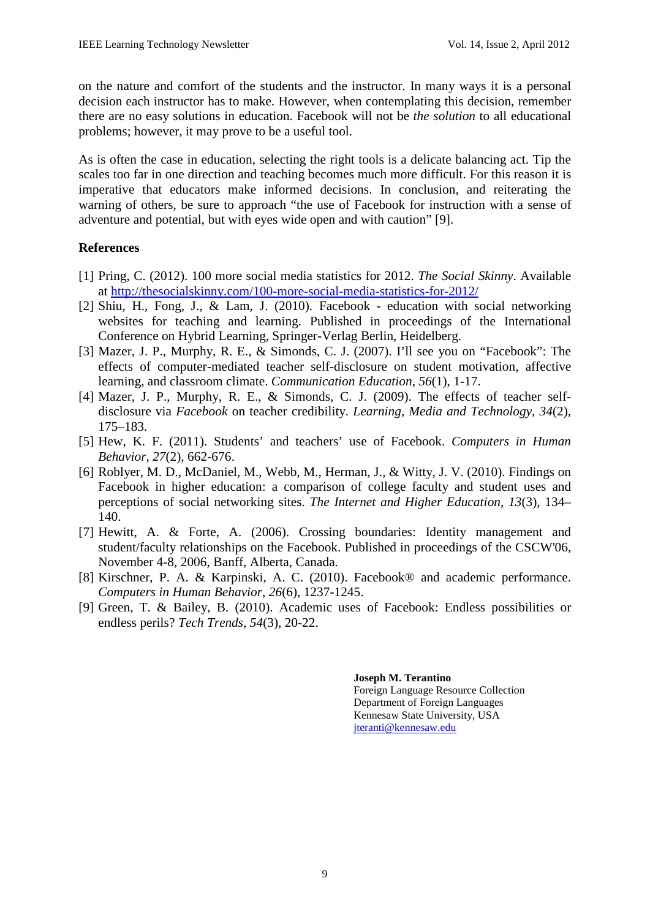on the nature and comfort of the students and the instructor. In many ways it is a personal decision each instructor has to make. However, when contemplating this decision, remember there are no easy solutions in education. Facebook will not be *the solution* to all educational problems; however, it may prove to be a useful tool.

As is often the case in education, selecting the right tools is a delicate balancing act. Tip the scales too far in one direction and teaching becomes much more difficult. For this reason it is imperative that educators make informed decisions. In conclusion, and reiterating the warning of others, be sure to approach "the use of Facebook for instruction with a sense of adventure and potential, but with eyes wide open and with caution" [9].

## References

[1] Pring, C. (2012). 100 more social media statistics for 2012. *The Social Skinny*. Available at http://thesocialskinny.com/100-more-social-media-statistics-for-2012/

[2] Shiu, H., Fong, J., & Lam, J. (2010). Facebook - education with social networking websites for teaching and learning. Published in proceedings of the International Conference on Hybrid Learning, Springer-Verlag Berlin, Heidelberg.

[3] Mazer, J. P., Murphy, R. E., & Simonds, C. J. (2007). I'll see you on "Facebook": The effects of computer-mediated teacher self-disclosure on student motivation, affective learning, and classroom climate. *Communication Education*, *56*(1), 1-17.

[4] Mazer, J. P., Murphy, R. E., & Simonds, C. J. (2009). The effects of teacher self-disclosure via *Facebook* on teacher credibility. *Learning, Media and Technology*, *34*(2), 175–183.

[5] Hew, K. F. (2011). Students' and teachers' use of Facebook. *Computers in Human Behavior*, *27*(2), 662-676.

[6] Roblyer, M. D., McDaniel, M., Webb, M., Herman, J., & Witty, J. V. (2010). Findings on Facebook in higher education: a comparison of college faculty and student uses and perceptions of social networking sites. *The Internet and Higher Education*, *13*(3), 134–140.

[7] Hewitt, A. & Forte, A. (2006). Crossing boundaries: Identity management and student/faculty relationships on the Facebook. Published in proceedings of the CSCW'06, November 4-8, 2006, Banff, Alberta, Canada.

[8] Kirschner, P. A. & Karpinski, A. C. (2010). Facebook® and academic performance. *Computers in Human Behavior*, *26*(6), 1237-1245.

[9] Green, T. & Bailey, B. (2010). Academic uses of Facebook: Endless possibilities or endless perils? *Tech Trends*, *54*(3), 20-22.

**Joseph M. Terantino**
Foreign Language Resource Collection
Department of Foreign Languages
Kennesaw State University, USA
jteranti@kennesaw.edu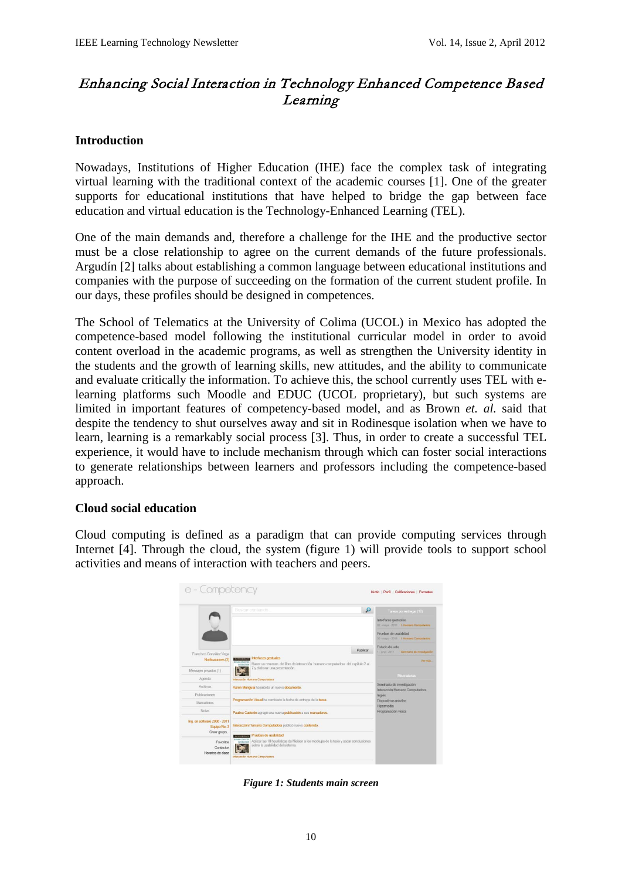# *Enhancing Social Interaction in Technology Enhanced Competence Based Learning*

## Introduction

Nowadays, Institutions of Higher Education (IHE) face the complex task of integrating virtual learning with the traditional context of the academic courses [1]. One of the greater supports for educational institutions that have helped to bridge the gap between face education and virtual education is the Technology-Enhanced Learning (TEL).

One of the main demands and, therefore a challenge for the IHE and the productive sector must be a close relationship to agree on the current demands of the future professionals. Argudín [2] talks about establishing a common language between educational institutions and companies with the purpose of succeeding on the formation of the current student profile. In our days, these profiles should be designed in competences.

The School of Telematics at the University of Colima (UCOL) in Mexico has adopted the competence-based model following the institutional curricular model in order to avoid content overload in the academic programs, as well as strengthen the University identity in the students and the growth of learning skills, new attitudes, and the ability to communicate and evaluate critically the information. To achieve this, the school currently uses TEL with e-learning platforms such Moodle and EDUC (UCOL proprietary), but such systems are limited in important features of competency-based model, and as Brown *et. al.* said that despite the tendency to shut ourselves away and sit in Rodinesque isolation when we have to learn, learning is a remarkably social process [3]. Thus, in order to create a successful TEL experience, it would have to include mechanism through which can foster social interactions to generate relationships between learners and professors including the competence-based approach.

## Cloud social education

Cloud computing is defined as a paradigm that can provide computing services through Internet [4]. Through the cloud, the system (figure 1) will provide tools to support school activities and means of interaction with teachers and peers.

***Figure 1: Students main screen***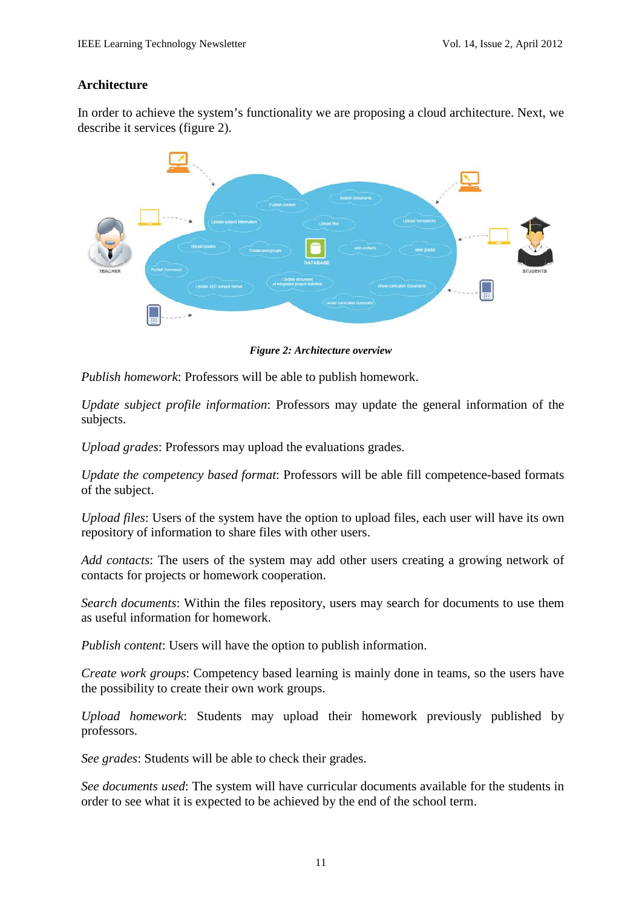### Architecture

In order to achieve the system's functionality we are proposing a cloud architecture. Next, we describe it services (figure 2).

***Figure 2: Architecture overview***

*Publish homework*: Professors will be able to publish homework.

*Update subject profile information*: Professors may update the general information of the subjects.

*Upload grades*: Professors may upload the evaluations grades.

*Update the competency based format*: Professors will be able fill competence-based formats of the subject.

*Upload files*: Users of the system have the option to upload files, each user will have its own repository of information to share files with other users.

*Add contacts*: The users of the system may add other users creating a growing network of contacts for projects or homework cooperation.

*Search documents*: Within the files repository, users may search for documents to use them as useful information for homework.

*Publish content*: Users will have the option to publish information.

*Create work groups*: Competency based learning is mainly done in teams, so the users have the possibility to create their own work groups.

*Upload homework*: Students may upload their homework previously published by professors.

*See grades*: Students will be able to check their grades.

*See documents used*: The system will have curricular documents available for the students in order to see what it is expected to be achieved by the end of the school term.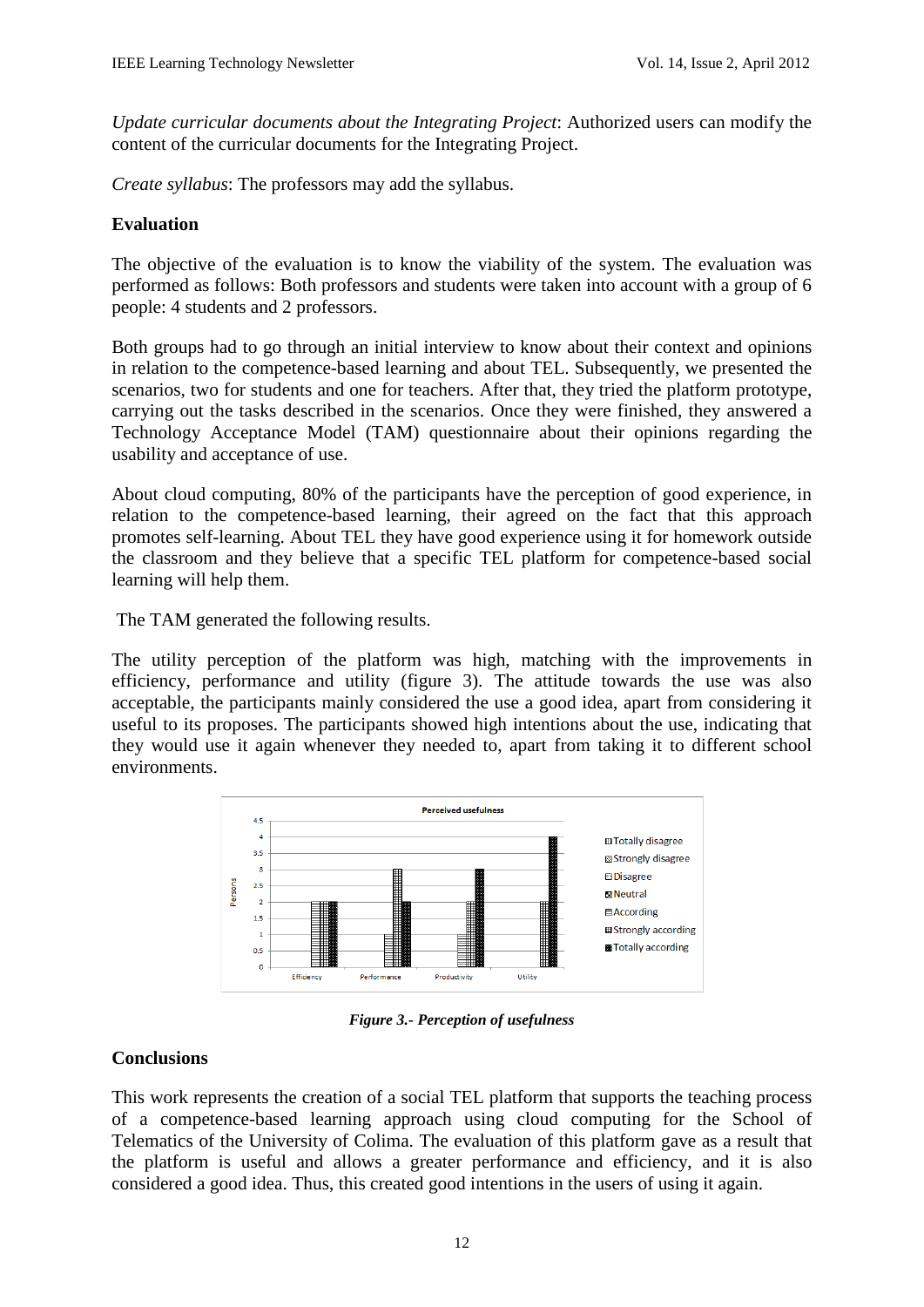*Update curricular documents about the Integrating Project*: Authorized users can modify the content of the curricular documents for the Integrating Project.

*Create syllabus*: The professors may add the syllabus.

**Evaluation**

The objective of the evaluation is to know the viability of the system. The evaluation was performed as follows: Both professors and students were taken into account with a group of 6 people: 4 students and 2 professors.

Both groups had to go through an initial interview to know about their context and opinions in relation to the competence-based learning and about TEL. Subsequently, we presented the scenarios, two for students and one for teachers. After that, they tried the platform prototype, carrying out the tasks described in the scenarios. Once they were finished, they answered a Technology Acceptance Model (TAM) questionnaire about their opinions regarding the usability and acceptance of use.

About cloud computing, 80% of the participants have the perception of good experience, in relation to the competence-based learning, their agreed on the fact that this approach promotes self-learning. About TEL they have good experience using it for homework outside the classroom and they believe that a specific TEL platform for competence-based social learning will help them.

The TAM generated the following results.

The utility perception of the platform was high, matching with the improvements in efficiency, performance and utility (figure 3). The attitude towards the use was also acceptable, the participants mainly considered the use a good idea, apart from considering it useful to its proposes. The participants showed high intentions about the use, indicating that they would use it again whenever they needed to, apart from taking it to different school environments.

*Figure 3.- Perception of usefulness*

**Conclusions**

This work represents the creation of a social TEL platform that supports the teaching process of a competence-based learning approach using cloud computing for the School of Telematics of the University of Colima. The evaluation of this platform gave as a result that the platform is useful and allows a greater performance and efficiency, and it is also considered a good idea. Thus, this created good intentions in the users of using it again.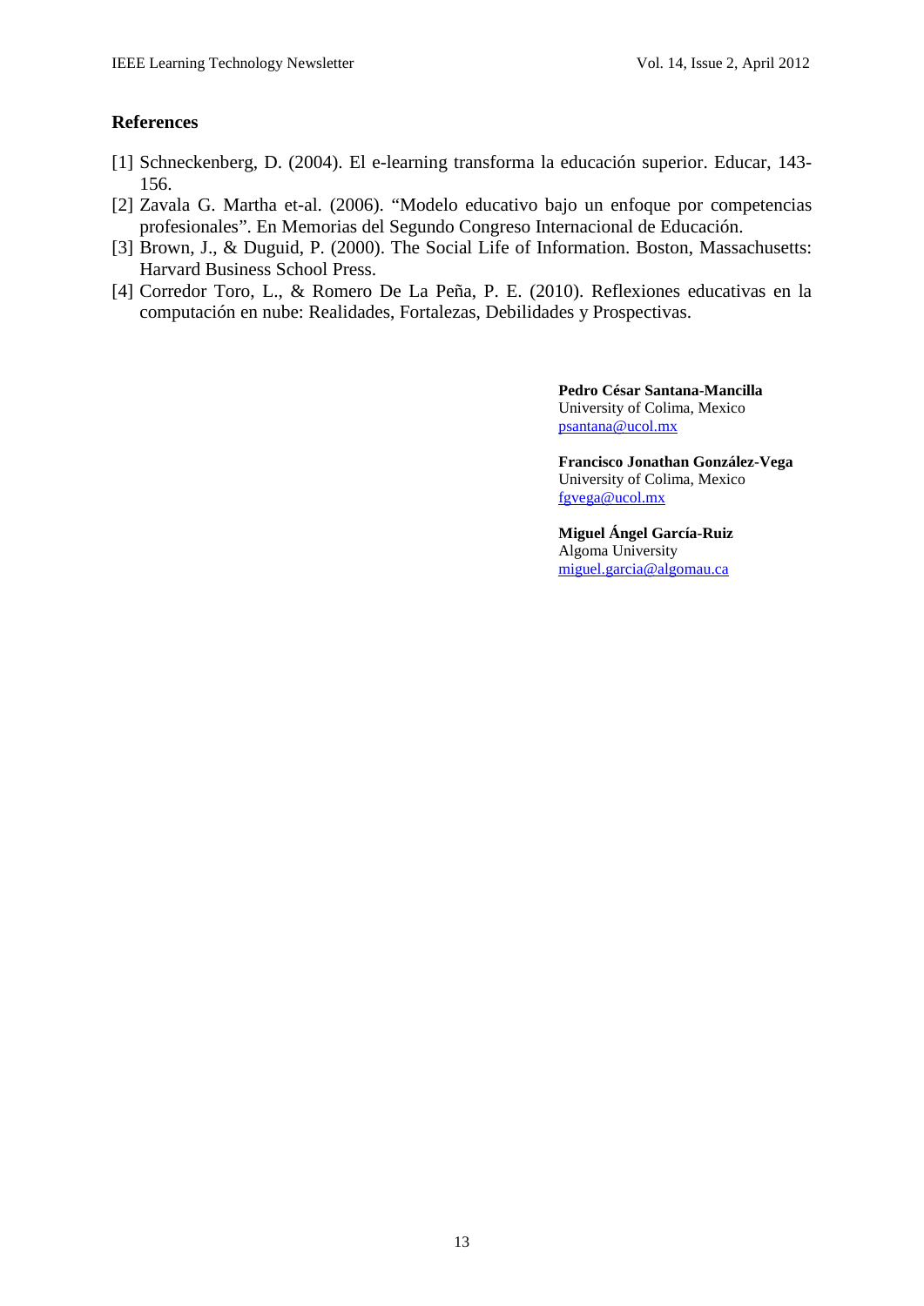## References

[1] Schneckenberg, D. (2004). El e-learning transforma la educación superior. Educar, 143-156.

[2] Zavala G. Martha et-al. (2006). "Modelo educativo bajo un enfoque por competencias profesionales". En Memorias del Segundo Congreso Internacional de Educación.

[3] Brown, J., & Duguid, P. (2000). The Social Life of Information. Boston, Massachusetts: Harvard Business School Press.

[4] Corredor Toro, L., & Romero De La Peña, P. E. (2010). Reflexiones educativas en la computación en nube: Realidades, Fortalezas, Debilidades y Prospectivas.

**Pedro César Santana-Mancilla**
University of Colima, Mexico
psantana@ucol.mx

**Francisco Jonathan González-Vega**
University of Colima, Mexico
fgvega@ucol.mx

**Miguel Ángel García-Ruiz**
Algoma University
miguel.garcia@algomau.ca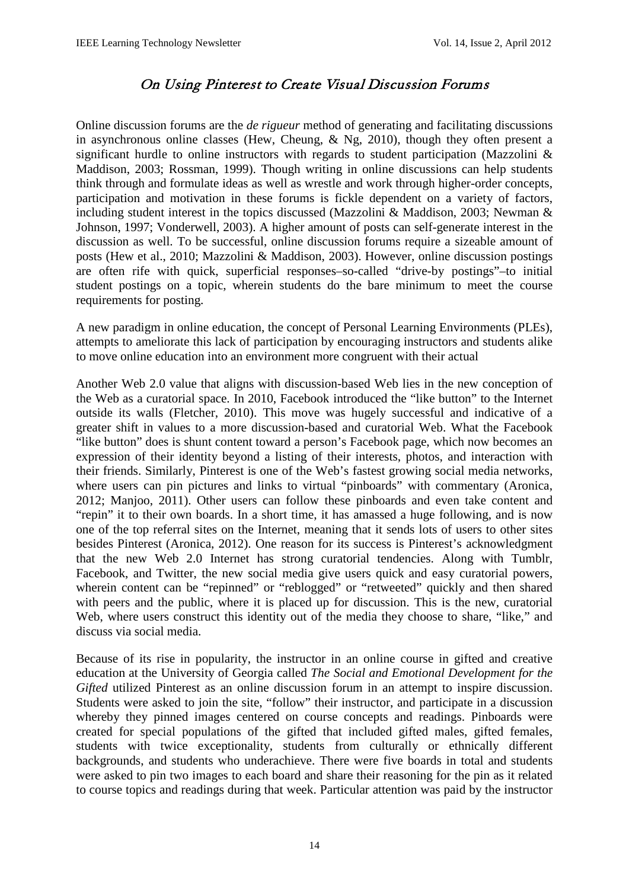# *On Using Pinterest to Create Visual Discussion Forums*

Online discussion forums are the *de rigueur* method of generating and facilitating discussions in asynchronous online classes (Hew, Cheung, & Ng, 2010), though they often present a significant hurdle to online instructors with regards to student participation (Mazzolini & Maddison, 2003; Rossman, 1999). Though writing in online discussions can help students think through and formulate ideas as well as wrestle and work through higher-order concepts, participation and motivation in these forums is fickle dependent on a variety of factors, including student interest in the topics discussed (Mazzolini & Maddison, 2003; Newman & Johnson, 1997; Vonderwell, 2003). A higher amount of posts can self-generate interest in the discussion as well. To be successful, online discussion forums require a sizeable amount of posts (Hew et al., 2010; Mazzolini & Maddison, 2003). However, online discussion postings are often rife with quick, superficial responses–so-called "drive-by postings"–to initial student postings on a topic, wherein students do the bare minimum to meet the course requirements for posting.

A new paradigm in online education, the concept of Personal Learning Environments (PLEs), attempts to ameliorate this lack of participation by encouraging instructors and students alike to move online education into an environment more congruent with their actual

Another Web 2.0 value that aligns with discussion-based Web lies in the new conception of the Web as a curatorial space. In 2010, Facebook introduced the "like button" to the Internet outside its walls (Fletcher, 2010). This move was hugely successful and indicative of a greater shift in values to a more discussion-based and curatorial Web. What the Facebook "like button" does is shunt content toward a person's Facebook page, which now becomes an expression of their identity beyond a listing of their interests, photos, and interaction with their friends. Similarly, Pinterest is one of the Web's fastest growing social media networks, where users can pin pictures and links to virtual "pinboards" with commentary (Aronica, 2012; Manjoo, 2011). Other users can follow these pinboards and even take content and "repin" it to their own boards. In a short time, it has amassed a huge following, and is now one of the top referral sites on the Internet, meaning that it sends lots of users to other sites besides Pinterest (Aronica, 2012). One reason for its success is Pinterest's acknowledgment that the new Web 2.0 Internet has strong curatorial tendencies. Along with Tumblr, Facebook, and Twitter, the new social media give users quick and easy curatorial powers, wherein content can be "repinned" or "reblogged" or "retweeted" quickly and then shared with peers and the public, where it is placed up for discussion. This is the new, curatorial Web, where users construct this identity out of the media they choose to share, "like," and discuss via social media.

Because of its rise in popularity, the instructor in an online course in gifted and creative education at the University of Georgia called *The Social and Emotional Development for the Gifted* utilized Pinterest as an online discussion forum in an attempt to inspire discussion. Students were asked to join the site, "follow" their instructor, and participate in a discussion whereby they pinned images centered on course concepts and readings. Pinboards were created for special populations of the gifted that included gifted males, gifted females, students with twice exceptionality, students from culturally or ethnically different backgrounds, and students who underachieve. There were five boards in total and students were asked to pin two images to each board and share their reasoning for the pin as it related to course topics and readings during that week. Particular attention was paid by the instructor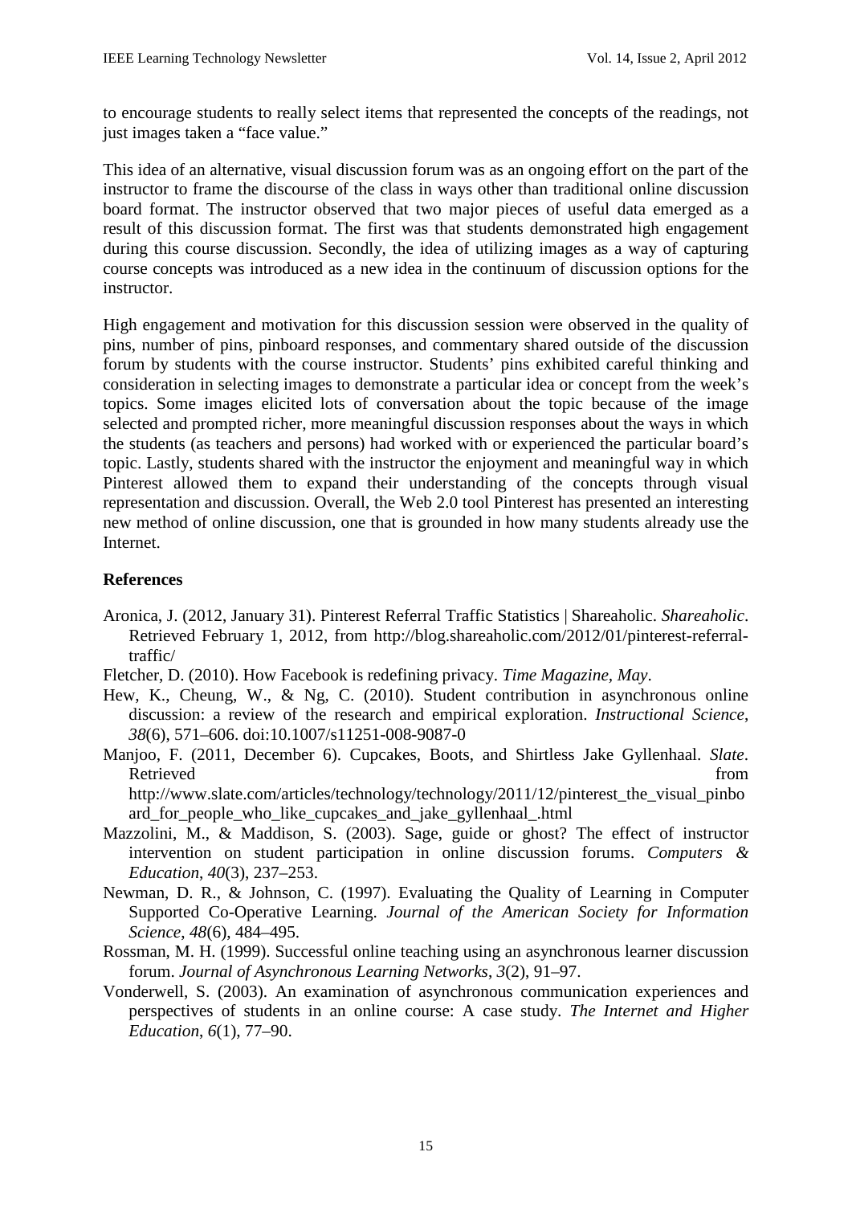to encourage students to really select items that represented the concepts of the readings, not just images taken a "face value."

This idea of an alternative, visual discussion forum was as an ongoing effort on the part of the instructor to frame the discourse of the class in ways other than traditional online discussion board format. The instructor observed that two major pieces of useful data emerged as a result of this discussion format. The first was that students demonstrated high engagement during this course discussion. Secondly, the idea of utilizing images as a way of capturing course concepts was introduced as a new idea in the continuum of discussion options for the instructor.

High engagement and motivation for this discussion session were observed in the quality of pins, number of pins, pinboard responses, and commentary shared outside of the discussion forum by students with the course instructor. Students' pins exhibited careful thinking and consideration in selecting images to demonstrate a particular idea or concept from the week's topics. Some images elicited lots of conversation about the topic because of the image selected and prompted richer, more meaningful discussion responses about the ways in which the students (as teachers and persons) had worked with or experienced the particular board's topic. Lastly, students shared with the instructor the enjoyment and meaningful way in which Pinterest allowed them to expand their understanding of the concepts through visual representation and discussion. Overall, the Web 2.0 tool Pinterest has presented an interesting new method of online discussion, one that is grounded in how many students already use the Internet.

### References

Aronica, J. (2012, January 31). Pinterest Referral Traffic Statistics | Shareaholic. *Shareaholic*. Retrieved February 1, 2012, from http://blog.shareaholic.com/2012/01/pinterest-referral-traffic/

Fletcher, D. (2010). How Facebook is redefining privacy. *Time Magazine, May*.

Hew, K., Cheung, W., & Ng, C. (2010). Student contribution in asynchronous online discussion: a review of the research and empirical exploration. *Instructional Science*, *38*(6), 571–606. doi:10.1007/s11251-008-9087-0

Manjoo, F. (2011, December 6). Cupcakes, Boots, and Shirtless Jake Gyllenhaal. *Slate*. Retrieved from http://www.slate.com/articles/technology/technology/2011/12/pinterest_the_visual_pinboard_for_people_who_like_cupcakes_and_jake_gyllenhaal_.html

Mazzolini, M., & Maddison, S. (2003). Sage, guide or ghost? The effect of instructor intervention on student participation in online discussion forums. *Computers & Education*, *40*(3), 237–253.

Newman, D. R., & Johnson, C. (1997). Evaluating the Quality of Learning in Computer Supported Co-Operative Learning. *Journal of the American Society for Information Science*, *48*(6), 484–495.

Rossman, M. H. (1999). Successful online teaching using an asynchronous learner discussion forum. *Journal of Asynchronous Learning Networks*, *3*(2), 91–97.

Vonderwell, S. (2003). An examination of asynchronous communication experiences and perspectives of students in an online course: A case study. *The Internet and Higher Education*, *6*(1), 77–90.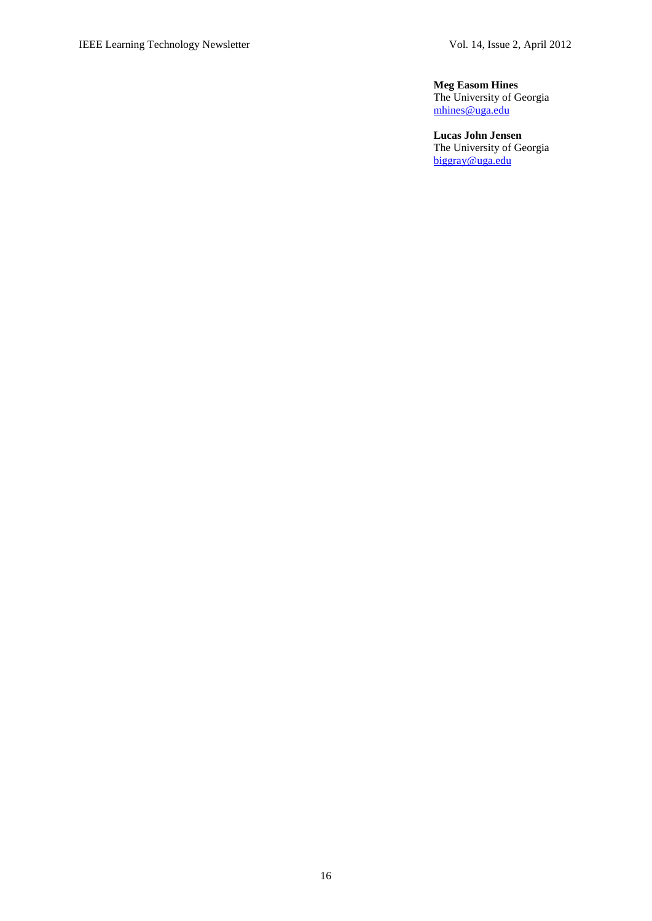**Meg Easom Hines**
The University of Georgia
mhines@uga.edu

**Lucas John Jensen**
The University of Georgia
biggray@uga.edu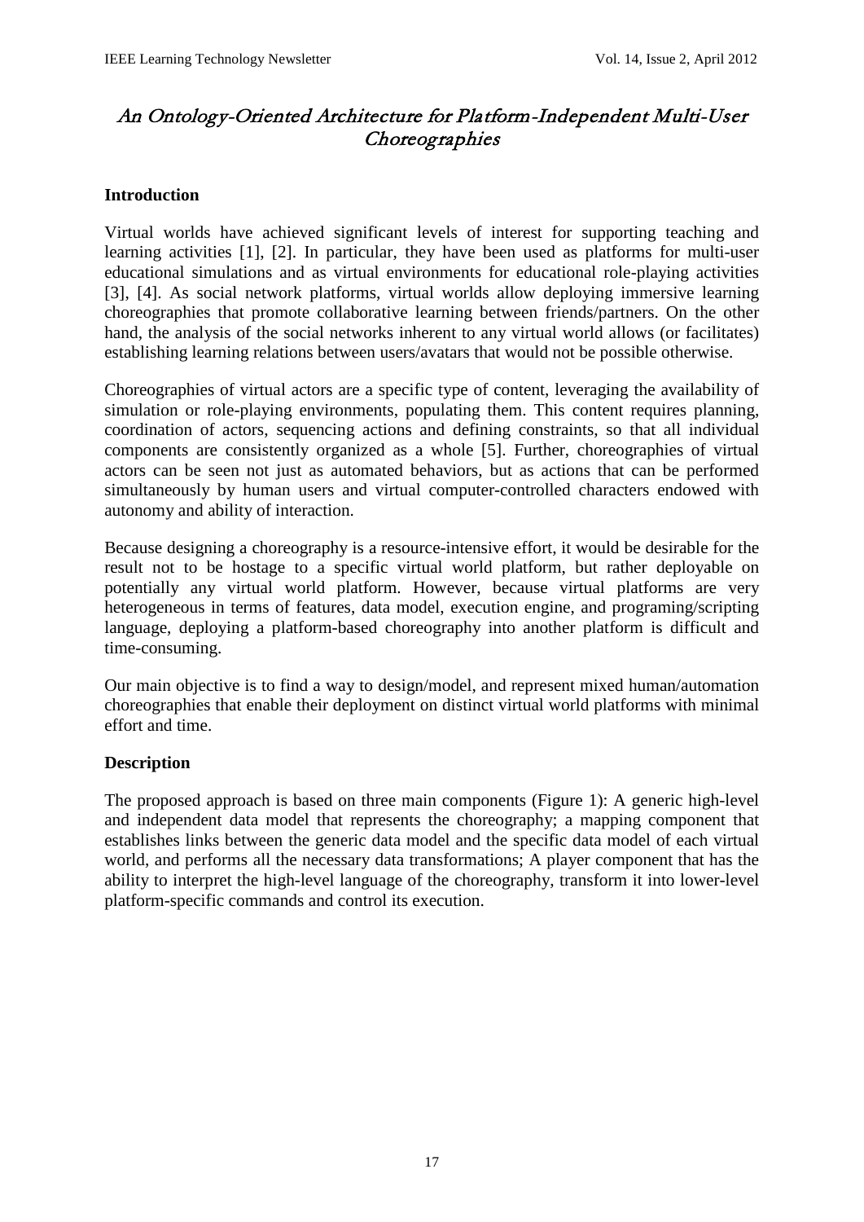# *An Ontology-Oriented Architecture for Platform-Independent Multi-User Choreographies*

## Introduction

Virtual worlds have achieved significant levels of interest for supporting teaching and learning activities [1], [2]. In particular, they have been used as platforms for multi-user educational simulations and as virtual environments for educational role-playing activities [3], [4]. As social network platforms, virtual worlds allow deploying immersive learning choreographies that promote collaborative learning between friends/partners. On the other hand, the analysis of the social networks inherent to any virtual world allows (or facilitates) establishing learning relations between users/avatars that would not be possible otherwise.

Choreographies of virtual actors are a specific type of content, leveraging the availability of simulation or role-playing environments, populating them. This content requires planning, coordination of actors, sequencing actions and defining constraints, so that all individual components are consistently organized as a whole [5]. Further, choreographies of virtual actors can be seen not just as automated behaviors, but as actions that can be performed simultaneously by human users and virtual computer-controlled characters endowed with autonomy and ability of interaction.

Because designing a choreography is a resource-intensive effort, it would be desirable for the result not to be hostage to a specific virtual world platform, but rather deployable on potentially any virtual world platform. However, because virtual platforms are very heterogeneous in terms of features, data model, execution engine, and programing/scripting language, deploying a platform-based choreography into another platform is difficult and time-consuming.

Our main objective is to find a way to design/model, and represent mixed human/automation choreographies that enable their deployment on distinct virtual world platforms with minimal effort and time.

## Description

The proposed approach is based on three main components (Figure 1): A generic high-level and independent data model that represents the choreography; a mapping component that establishes links between the generic data model and the specific data model of each virtual world, and performs all the necessary data transformations; A player component that has the ability to interpret the high-level language of the choreography, transform it into lower-level platform-specific commands and control its execution.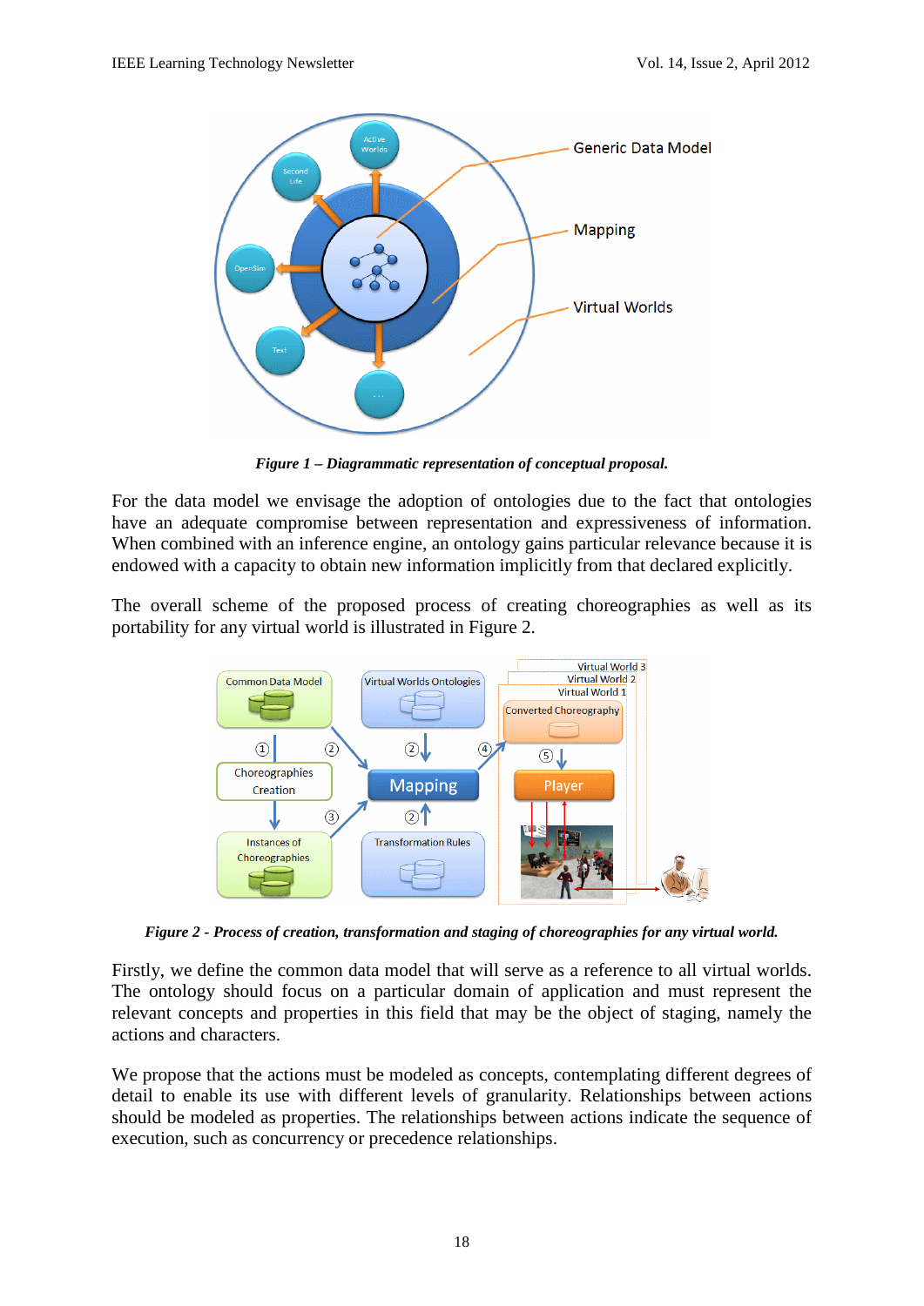*Figure 1 – Diagrammatic representation of conceptual proposal.*

For the data model we envisage the adoption of ontologies due to the fact that ontologies have an adequate compromise between representation and expressiveness of information. When combined with an inference engine, an ontology gains particular relevance because it is endowed with a capacity to obtain new information implicitly from that declared explicitly.

The overall scheme of the proposed process of creating choreographies as well as its portability for any virtual world is illustrated in Figure 2.

*Figure 2 - Process of creation, transformation and staging of choreographies for any virtual world.*

Firstly, we define the common data model that will serve as a reference to all virtual worlds. The ontology should focus on a particular domain of application and must represent the relevant concepts and properties in this field that may be the object of staging, namely the actions and characters.

We propose that the actions must be modeled as concepts, contemplating different degrees of detail to enable its use with different levels of granularity. Relationships between actions should be modeled as properties. The relationships between actions indicate the sequence of execution, such as concurrency or precedence relationships.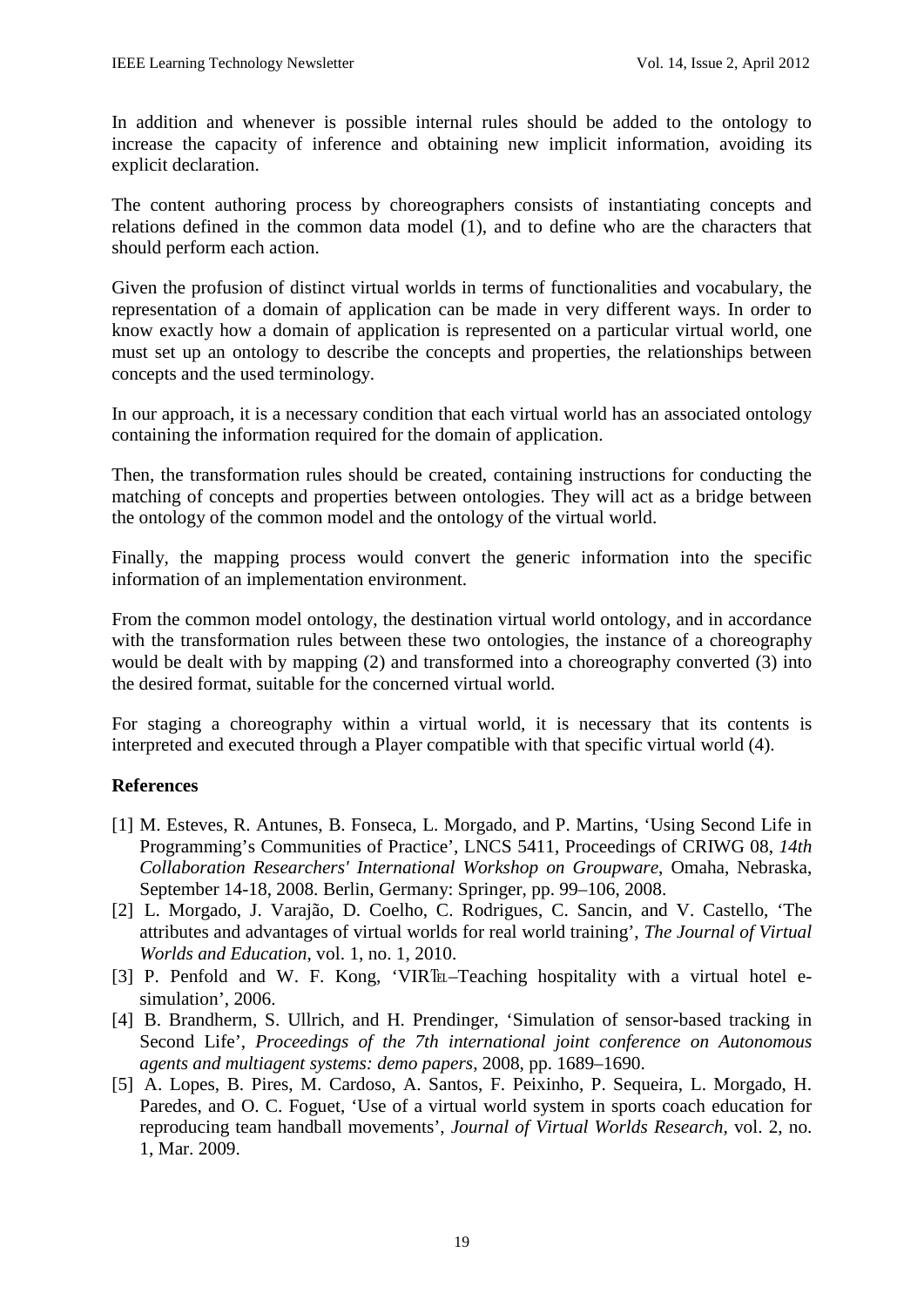In addition and whenever is possible internal rules should be added to the ontology to increase the capacity of inference and obtaining new implicit information, avoiding its explicit declaration.

The content authoring process by choreographers consists of instantiating concepts and relations defined in the common data model (1), and to define who are the characters that should perform each action.

Given the profusion of distinct virtual worlds in terms of functionalities and vocabulary, the representation of a domain of application can be made in very different ways. In order to know exactly how a domain of application is represented on a particular virtual world, one must set up an ontology to describe the concepts and properties, the relationships between concepts and the used terminology.

In our approach, it is a necessary condition that each virtual world has an associated ontology containing the information required for the domain of application.

Then, the transformation rules should be created, containing instructions for conducting the matching of concepts and properties between ontologies. They will act as a bridge between the ontology of the common model and the ontology of the virtual world.

Finally, the mapping process would convert the generic information into the specific information of an implementation environment.

From the common model ontology, the destination virtual world ontology, and in accordance with the transformation rules between these two ontologies, the instance of a choreography would be dealt with by mapping (2) and transformed into a choreography converted (3) into the desired format, suitable for the concerned virtual world.

For staging a choreography within a virtual world, it is necessary that its contents is interpreted and executed through a Player compatible with that specific virtual world (4).

## References

[1] M. Esteves, R. Antunes, B. Fonseca, L. Morgado, and P. Martins, 'Using Second Life in Programming's Communities of Practice', LNCS 5411, Proceedings of CRIWG 08, *14th Collaboration Researchers' International Workshop on Groupware*, Omaha, Nebraska, September 14-18, 2008. Berlin, Germany: Springer, pp. 99–106, 2008.

[2] L. Morgado, J. Varajão, D. Coelho, C. Rodrigues, C. Sancin, and V. Castello, 'The attributes and advantages of virtual worlds for real world training', *The Journal of Virtual Worlds and Education*, vol. 1, no. 1, 2010.

[3] P. Penfold and W. F. Kong, 'VIRTEL–Teaching hospitality with a virtual hotel e-simulation', 2006.

[4] B. Brandherm, S. Ullrich, and H. Prendinger, 'Simulation of sensor-based tracking in Second Life', *Proceedings of the 7th international joint conference on Autonomous agents and multiagent systems: demo papers*, 2008, pp. 1689–1690.

[5] A. Lopes, B. Pires, M. Cardoso, A. Santos, F. Peixinho, P. Sequeira, L. Morgado, H. Paredes, and O. C. Foguet, 'Use of a virtual world system in sports coach education for reproducing team handball movements', *Journal of Virtual Worlds Research*, vol. 2, no. 1, Mar. 2009.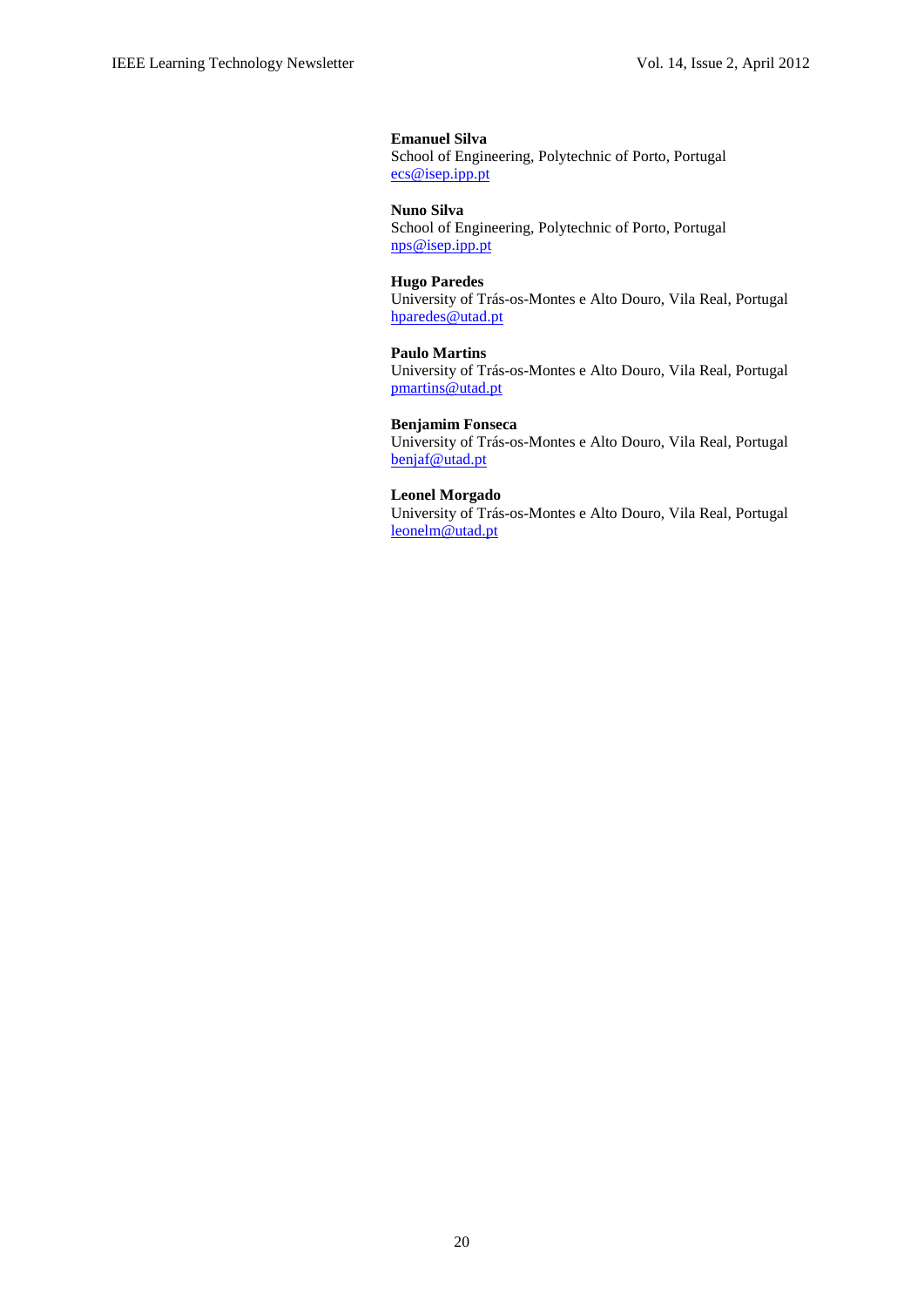**Emanuel Silva**
School of Engineering, Polytechnic of Porto, Portugal
ecs@isep.ipp.pt

**Nuno Silva**
School of Engineering, Polytechnic of Porto, Portugal
nps@isep.ipp.pt

**Hugo Paredes**
University of Trás-os-Montes e Alto Douro, Vila Real, Portugal
hparedes@utad.pt

**Paulo Martins**
University of Trás-os-Montes e Alto Douro, Vila Real, Portugal
pmartins@utad.pt

**Benjamim Fonseca**
University of Trás-os-Montes e Alto Douro, Vila Real, Portugal
benjaf@utad.pt

**Leonel Morgado**
University of Trás-os-Montes e Alto Douro, Vila Real, Portugal
leonelm@utad.pt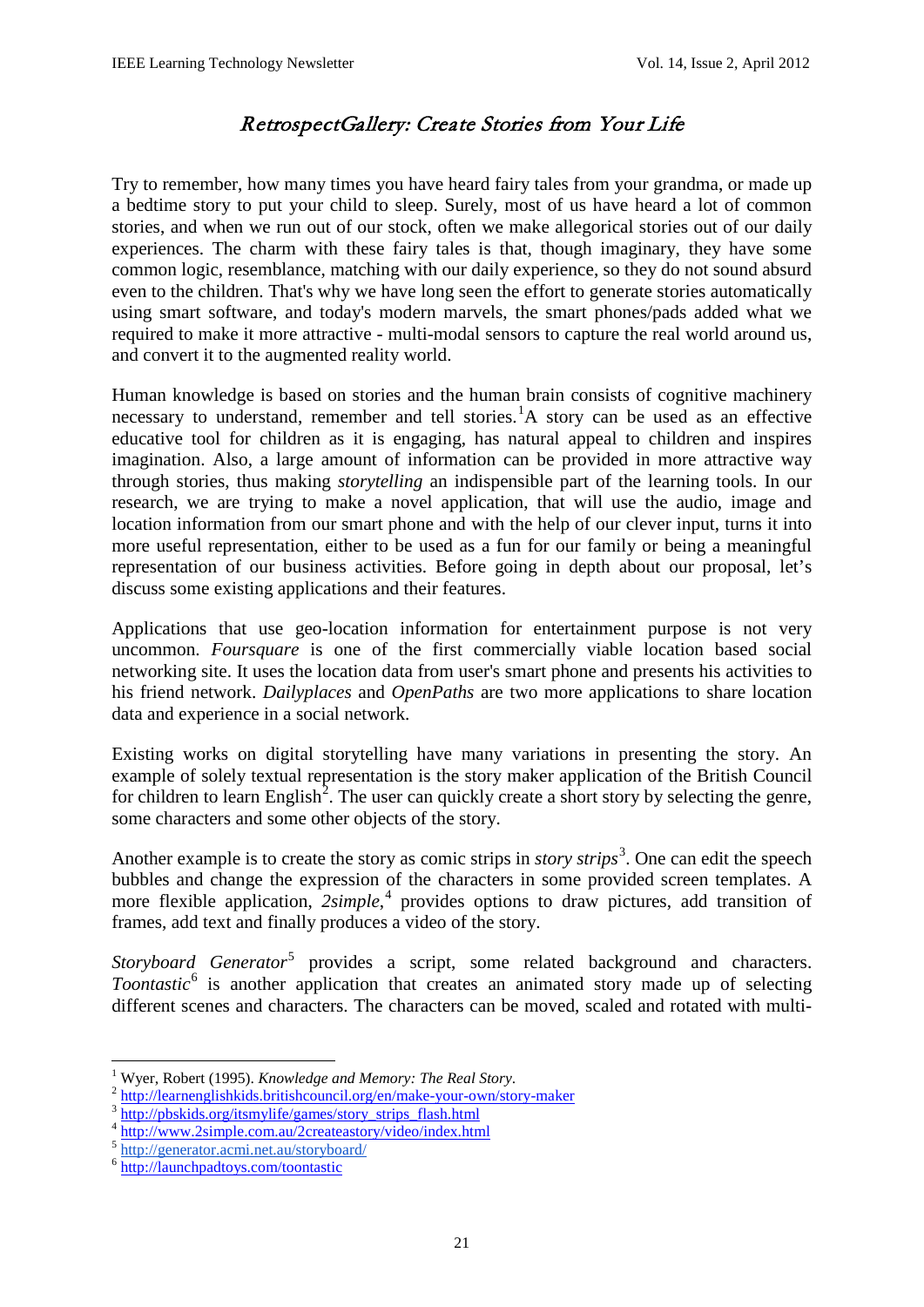# *RetrospectGallery: Create Stories from Your Life*

Try to remember, how many times you have heard fairy tales from your grandma, or made up a bedtime story to put your child to sleep. Surely, most of us have heard a lot of common stories, and when we run out of our stock, often we make allegorical stories out of our daily experiences. The charm with these fairy tales is that, though imaginary, they have some common logic, resemblance, matching with our daily experience, so they do not sound absurd even to the children. That's why we have long seen the effort to generate stories automatically using smart software, and today's modern marvels, the smart phones/pads added what we required to make it more attractive - multi-modal sensors to capture the real world around us, and convert it to the augmented reality world.

Human knowledge is based on stories and the human brain consists of cognitive machinery necessary to understand, remember and tell stories.[1]A story can be used as an effective educative tool for children as it is engaging, has natural appeal to children and inspires imagination. Also, a large amount of information can be provided in more attractive way through stories, thus making *storytelling* an indispensible part of the learning tools. In our research, we are trying to make a novel application, that will use the audio, image and location information from our smart phone and with the help of our clever input, turns it into more useful representation, either to be used as a fun for our family or being a meaningful representation of our business activities. Before going in depth about our proposal, let's discuss some existing applications and their features.

Applications that use geo-location information for entertainment purpose is not very uncommon. *Foursquare* is one of the first commercially viable location based social networking site. It uses the location data from user's smart phone and presents his activities to his friend network. *Dailyplaces* and *OpenPaths* are two more applications to share location data and experience in a social network.

Existing works on digital storytelling have many variations in presenting the story. An example of solely textual representation is the story maker application of the British Council for children to learn English[2]. The user can quickly create a short story by selecting the genre, some characters and some other objects of the story.

Another example is to create the story as comic strips in *story strips*[3]. One can edit the speech bubbles and change the expression of the characters in some provided screen templates. A more flexible application, *2simple*,[4] provides options to draw pictures, add transition of frames, add text and finally produces a video of the story.

*Storyboard Generator*[5] provides a script, some related background and characters. *Toontastic*[6] is another application that creates an animated story made up of selecting different scenes and characters. The characters can be moved, scaled and rotated with multi-

---

[1] Wyer, Robert (1995). *Knowledge and Memory: The Real Story*.
[2] http://learnenglishkids.britishcouncil.org/en/make-your-own/story-maker
[3] http://pbskids.org/itsmylife/games/story_strips_flash.html
[4] http://www.2simple.com.au/2createastory/video/index.html
[5] http://generator.acmi.net.au/storyboard/
[6] http://launchpadtoys.com/toontastic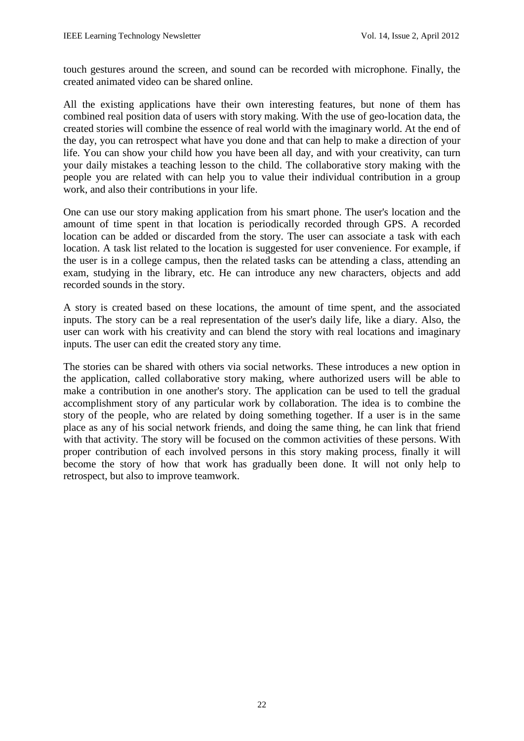touch gestures around the screen, and sound can be recorded with microphone. Finally, the created animated video can be shared online.

All the existing applications have their own interesting features, but none of them has combined real position data of users with story making. With the use of geo-location data, the created stories will combine the essence of real world with the imaginary world. At the end of the day, you can retrospect what have you done and that can help to make a direction of your life. You can show your child how you have been all day, and with your creativity, can turn your daily mistakes a teaching lesson to the child. The collaborative story making with the people you are related with can help you to value their individual contribution in a group work, and also their contributions in your life.

One can use our story making application from his smart phone. The user's location and the amount of time spent in that location is periodically recorded through GPS. A recorded location can be added or discarded from the story. The user can associate a task with each location. A task list related to the location is suggested for user convenience. For example, if the user is in a college campus, then the related tasks can be attending a class, attending an exam, studying in the library, etc. He can introduce any new characters, objects and add recorded sounds in the story.

A story is created based on these locations, the amount of time spent, and the associated inputs. The story can be a real representation of the user's daily life, like a diary. Also, the user can work with his creativity and can blend the story with real locations and imaginary inputs. The user can edit the created story any time.

The stories can be shared with others via social networks. These introduces a new option in the application, called collaborative story making, where authorized users will be able to make a contribution in one another's story. The application can be used to tell the gradual accomplishment story of any particular work by collaboration. The idea is to combine the story of the people, who are related by doing something together. If a user is in the same place as any of his social network friends, and doing the same thing, he can link that friend with that activity. The story will be focused on the common activities of these persons. With proper contribution of each involved persons in this story making process, finally it will become the story of how that work has gradually been done. It will not only help to retrospect, but also to improve teamwork.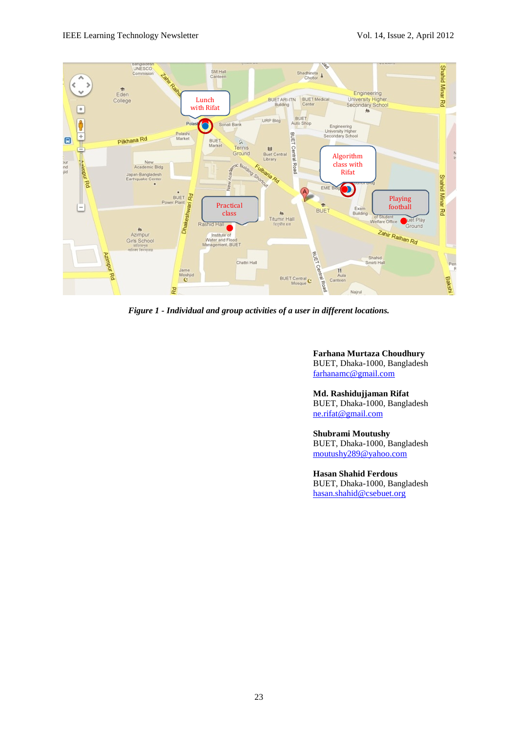*Figure 1 - Individual and group activities of a user in different locations.*

**Farhana Murtaza Choudhury**
BUET, Dhaka-1000, Bangladesh
farhanamc@gmail.com

**Md. Rashidujjaman Rifat**
BUET, Dhaka-1000, Bangladesh
ne.rifat@gmail.com

**Shubrami Moutushy**
BUET, Dhaka-1000, Bangladesh
moutushy289@yahoo.com

**Hasan Shahid Ferdous**
BUET, Dhaka-1000, Bangladesh
hasan.shahid@csebuet.org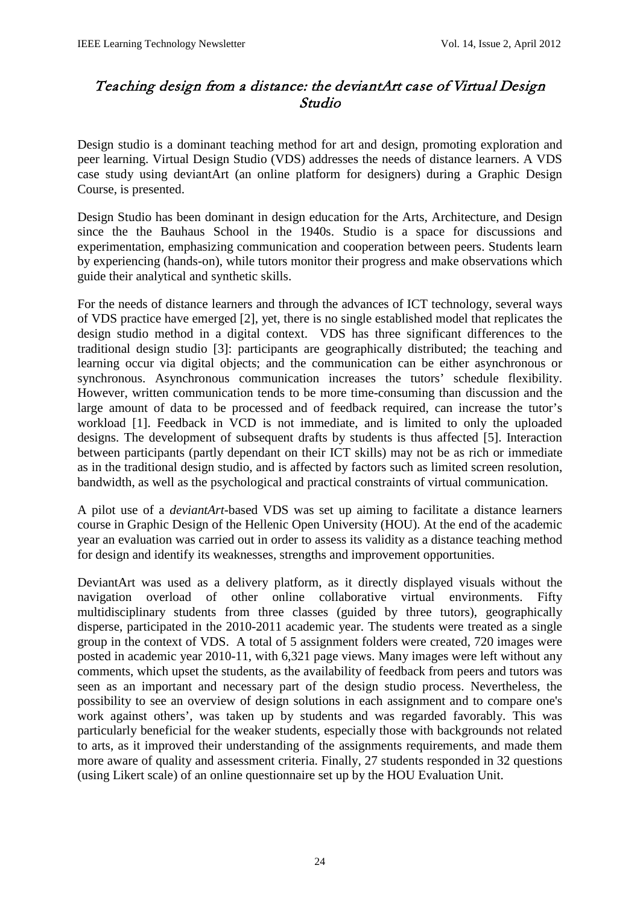# *Teaching design from a distance: the deviantArt case of Virtual Design Studio*

Design studio is a dominant teaching method for art and design, promoting exploration and peer learning. Virtual Design Studio (VDS) addresses the needs of distance learners. A VDS case study using deviantArt (an online platform for designers) during a Graphic Design Course, is presented.

Design Studio has been dominant in design education for the Arts, Architecture, and Design since the the Bauhaus School in the 1940s. Studio is a space for discussions and experimentation, emphasizing communication and cooperation between peers. Students learn by experiencing (hands-on), while tutors monitor their progress and make observations which guide their analytical and synthetic skills.

For the needs of distance learners and through the advances of ICT technology, several ways of VDS practice have emerged [2], yet, there is no single established model that replicates the design studio method in a digital context. VDS has three significant differences to the traditional design studio [3]: participants are geographically distributed; the teaching and learning occur via digital objects; and the communication can be either asynchronous or synchronous. Asynchronous communication increases the tutors' schedule flexibility. However, written communication tends to be more time-consuming than discussion and the large amount of data to be processed and of feedback required, can increase the tutor's workload [1]. Feedback in VCD is not immediate, and is limited to only the uploaded designs. The development of subsequent drafts by students is thus affected [5]. Interaction between participants (partly dependant on their ICT skills) may not be as rich or immediate as in the traditional design studio, and is affected by factors such as limited screen resolution, bandwidth, as well as the psychological and practical constraints of virtual communication.

A pilot use of a *deviantArt*-based VDS was set up aiming to facilitate a distance learners course in Graphic Design of the Hellenic Open University (HOU). At the end of the academic year an evaluation was carried out in order to assess its validity as a distance teaching method for design and identify its weaknesses, strengths and improvement opportunities.

DeviantArt was used as a delivery platform, as it directly displayed visuals without the navigation overload of other online collaborative virtual environments. Fifty multidisciplinary students from three classes (guided by three tutors), geographically disperse, participated in the 2010-2011 academic year. The students were treated as a single group in the context of VDS. A total of 5 assignment folders were created, 720 images were posted in academic year 2010-11, with 6,321 page views. Many images were left without any comments, which upset the students, as the availability of feedback from peers and tutors was seen as an important and necessary part of the design studio process. Nevertheless, the possibility to see an overview of design solutions in each assignment and to compare one's work against others', was taken up by students and was regarded favorably. This was particularly beneficial for the weaker students, especially those with backgrounds not related to arts, as it improved their understanding of the assignments requirements, and made them more aware of quality and assessment criteria. Finally, 27 students responded in 32 questions (using Likert scale) of an online questionnaire set up by the HOU Evaluation Unit.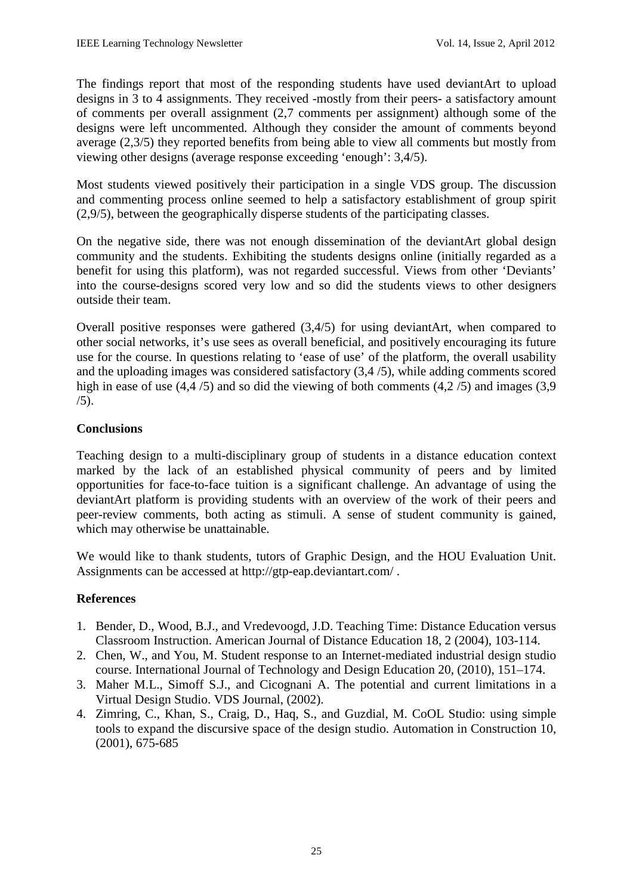The findings report that most of the responding students have used deviantArt to upload designs in 3 to 4 assignments. They received -mostly from their peers- a satisfactory amount of comments per overall assignment (2,7 comments per assignment) although some of the designs were left uncommented. Although they consider the amount of comments beyond average (2,3/5) they reported benefits from being able to view all comments but mostly from viewing other designs (average response exceeding 'enough': 3,4/5).

Most students viewed positively their participation in a single VDS group. The discussion and commenting process online seemed to help a satisfactory establishment of group spirit (2,9/5), between the geographically disperse students of the participating classes.

On the negative side, there was not enough dissemination of the deviantArt global design community and the students. Exhibiting the students designs online (initially regarded as a benefit for using this platform), was not regarded successful. Views from other 'Deviants' into the course-designs scored very low and so did the students views to other designers outside their team.

Overall positive responses were gathered (3,4/5) for using deviantArt, when compared to other social networks, it's use sees as overall beneficial, and positively encouraging its future use for the course. In questions relating to 'ease of use' of the platform, the overall usability and the uploading images was considered satisfactory (3,4 /5), while adding comments scored high in ease of use (4,4 /5) and so did the viewing of both comments (4,2 /5) and images (3,9 /5).

## Conclusions

Teaching design to a multi-disciplinary group of students in a distance education context marked by the lack of an established physical community of peers and by limited opportunities for face-to-face tuition is a significant challenge. An advantage of using the deviantArt platform is providing students with an overview of the work of their peers and peer-review comments, both acting as stimuli. A sense of student community is gained, which may otherwise be unattainable.

We would like to thank students, tutors of Graphic Design, and the HOU Evaluation Unit. Assignments can be accessed at http://gtp-eap.deviantart.com/ .

## References

1. Bender, D., Wood, B.J., and Vredevoogd, J.D. Teaching Time: Distance Education versus Classroom Instruction. American Journal of Distance Education 18, 2 (2004), 103-114.
2. Chen, W., and You, M. Student response to an Internet-mediated industrial design studio course. International Journal of Technology and Design Education 20, (2010), 151–174.
3. Maher M.L., Simoff S.J., and Cicognani A. The potential and current limitations in a Virtual Design Studio. VDS Journal, (2002).
4. Zimring, C., Khan, S., Craig, D., Haq, S., and Guzdial, M. CoOL Studio: using simple tools to expand the discursive space of the design studio. Automation in Construction 10, (2001), 675-685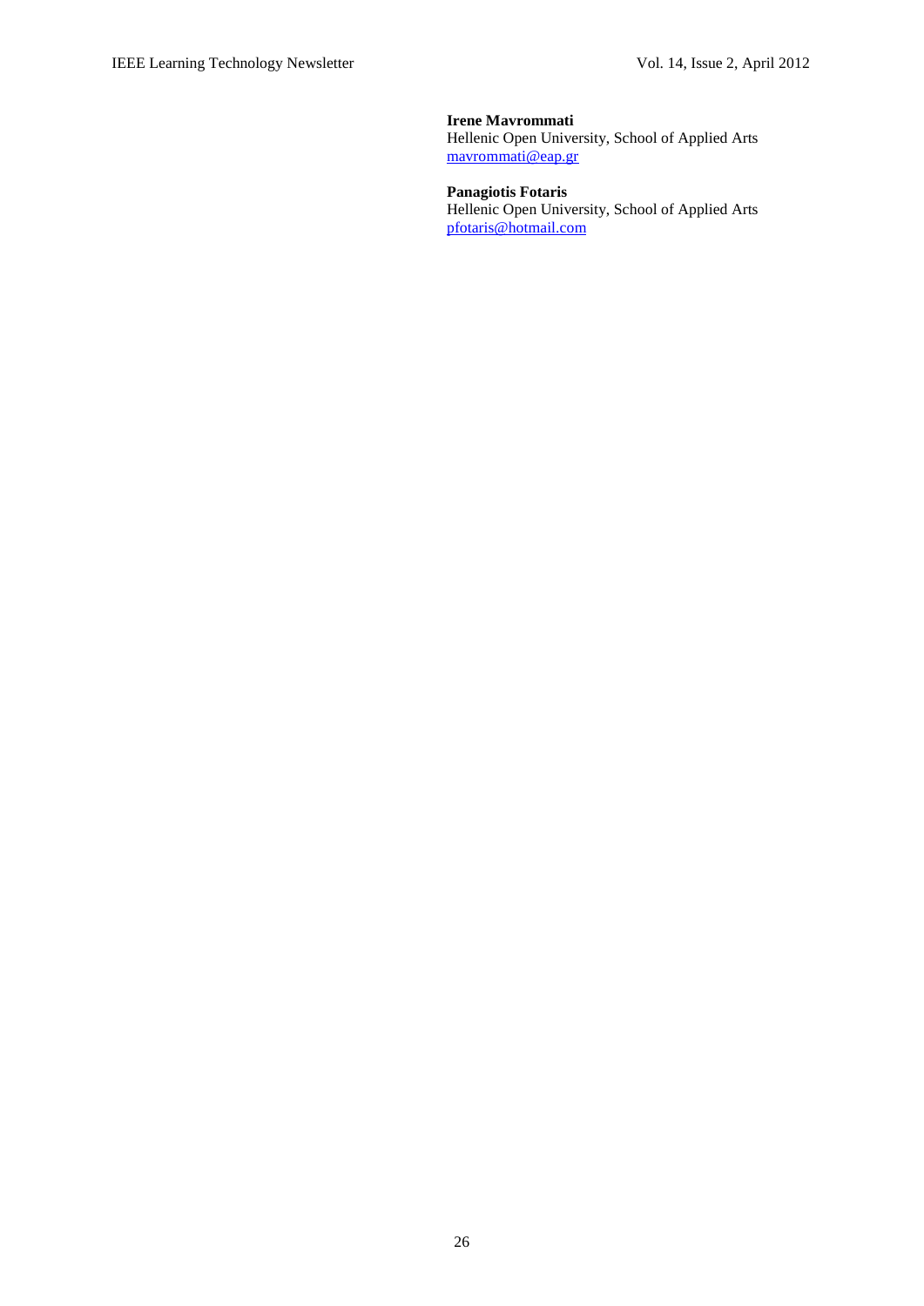**Irene Mavrommati**
Hellenic Open University, School of Applied Arts
mavrommati@eap.gr

**Panagiotis Fotaris**
Hellenic Open University, School of Applied Arts
pfotaris@hotmail.com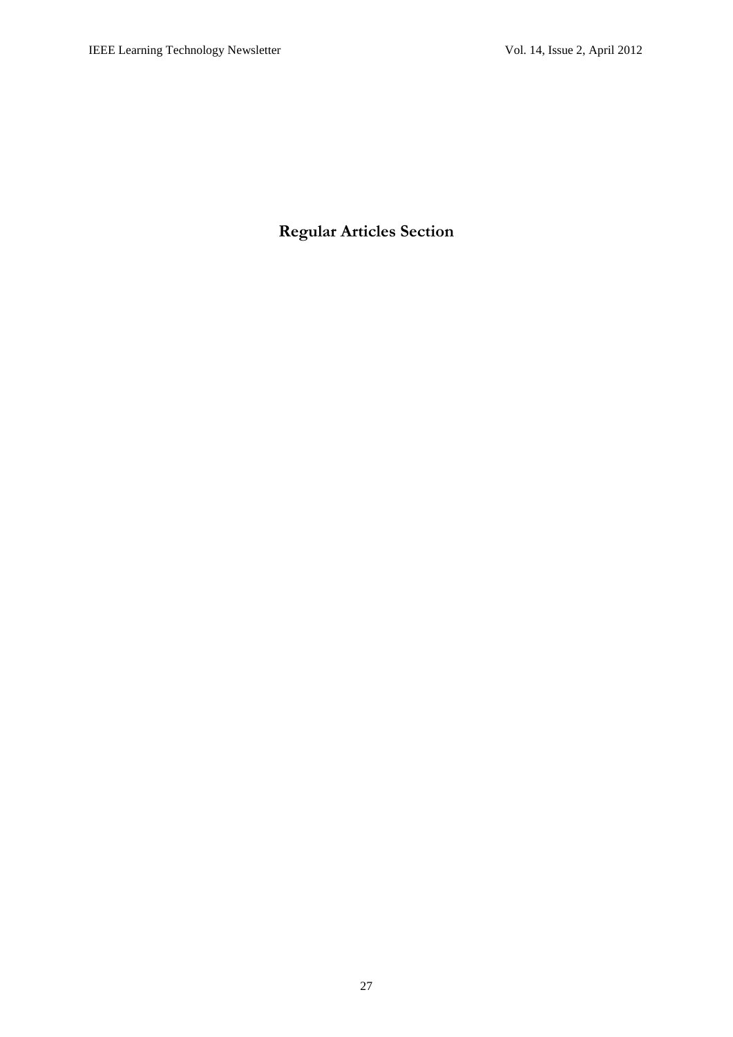# Regular Articles Section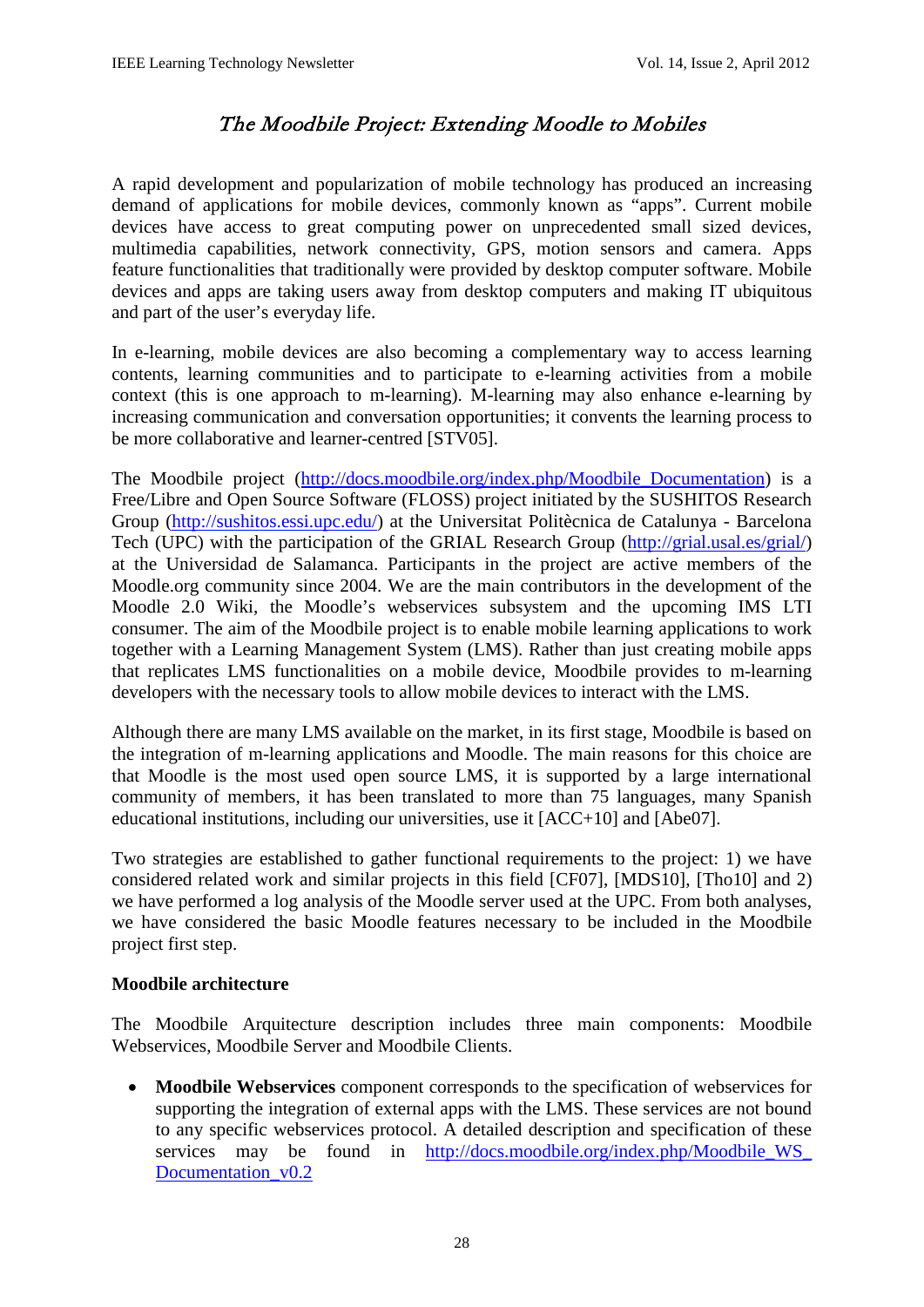# *The Moodbile Project: Extending Moodle to Mobiles*

A rapid development and popularization of mobile technology has produced an increasing demand of applications for mobile devices, commonly known as "apps". Current mobile devices have access to great computing power on unprecedented small sized devices, multimedia capabilities, network connectivity, GPS, motion sensors and camera. Apps feature functionalities that traditionally were provided by desktop computer software. Mobile devices and apps are taking users away from desktop computers and making IT ubiquitous and part of the user's everyday life.

In e-learning, mobile devices are also becoming a complementary way to access learning contents, learning communities and to participate to e-learning activities from a mobile context (this is one approach to m-learning). M-learning may also enhance e-learning by increasing communication and conversation opportunities; it convents the learning process to be more collaborative and learner-centred [STV05].

The Moodbile project (http://docs.moodbile.org/index.php/Moodbile_Documentation) is a Free/Libre and Open Source Software (FLOSS) project initiated by the SUSHITOS Research Group (http://sushitos.essi.upc.edu/) at the Universitat Politècnica de Catalunya - Barcelona Tech (UPC) with the participation of the GRIAL Research Group (http://grial.usal.es/grial/) at the Universidad de Salamanca. Participants in the project are active members of the Moodle.org community since 2004. We are the main contributors in the development of the Moodle 2.0 Wiki, the Moodle's webservices subsystem and the upcoming IMS LTI consumer. The aim of the Moodbile project is to enable mobile learning applications to work together with a Learning Management System (LMS). Rather than just creating mobile apps that replicates LMS functionalities on a mobile device, Moodbile provides to m-learning developers with the necessary tools to allow mobile devices to interact with the LMS.

Although there are many LMS available on the market, in its first stage, Moodbile is based on the integration of m-learning applications and Moodle. The main reasons for this choice are that Moodle is the most used open source LMS, it is supported by a large international community of members, it has been translated to more than 75 languages, many Spanish educational institutions, including our universities, use it [ACC+10] and [Abe07].

Two strategies are established to gather functional requirements to the project: 1) we have considered related work and similar projects in this field [CF07], [MDS10], [Tho10] and 2) we have performed a log analysis of the Moodle server used at the UPC. From both analyses, we have considered the basic Moodle features necessary to be included in the Moodbile project first step.

**Moodbile architecture**

The Moodbile Arquitecture description includes three main components: Moodbile Webservices, Moodbile Server and Moodbile Clients.

- **Moodbile Webservices** component corresponds to the specification of webservices for supporting the integration of external apps with the LMS. These services are not bound to any specific webservices protocol. A detailed description and specification of these services may be found in http://docs.moodbile.org/index.php/Moodbile_WS_Documentation_v0.2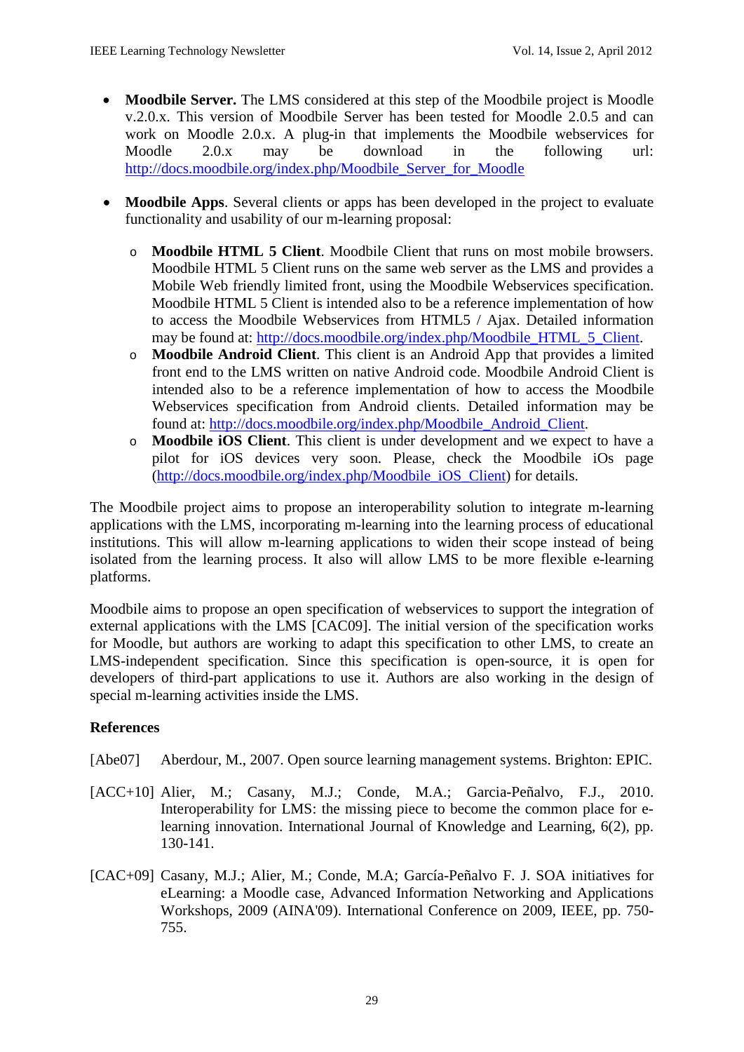- **Moodbile Server.** The LMS considered at this step of the Moodbile project is Moodle v.2.0.x. This version of Moodbile Server has been tested for Moodle 2.0.5 and can work on Moodle 2.0.x. A plug-in that implements the Moodbile webservices for Moodle 2.0.x may be download in the following url: http://docs.moodbile.org/index.php/Moodbile_Server_for_Moodle

- **Moodbile Apps**. Several clients or apps has been developed in the project to evaluate functionality and usability of our m-learning proposal:

    - **Moodbile HTML 5 Client**. Moodbile Client that runs on most mobile browsers. Moodbile HTML 5 Client runs on the same web server as the LMS and provides a Mobile Web friendly limited front, using the Moodbile Webservices specification. Moodbile HTML 5 Client is intended also to be a reference implementation of how to access the Moodbile Webservices from HTML5 / Ajax. Detailed information may be found at: http://docs.moodbile.org/index.php/Moodbile_HTML_5_Client.
    - **Moodbile Android Client**. This client is an Android App that provides a limited front end to the LMS written on native Android code. Moodbile Android Client is intended also to be a reference implementation of how to access the Moodbile Webservices specification from Android clients. Detailed information may be found at: http://docs.moodbile.org/index.php/Moodbile_Android_Client.
    - **Moodbile iOS Client**. This client is under development and we expect to have a pilot for iOS devices very soon. Please, check the Moodbile iOs page (http://docs.moodbile.org/index.php/Moodbile_iOS_Client) for details.

The Moodbile project aims to propose an interoperability solution to integrate m-learning applications with the LMS, incorporating m-learning into the learning process of educational institutions. This will allow m-learning applications to widen their scope instead of being isolated from the learning process. It also will allow LMS to be more flexible e-learning platforms.

Moodbile aims to propose an open specification of webservices to support the integration of external applications with the LMS [CAC09]. The initial version of the specification works for Moodle, but authors are working to adapt this specification to other LMS, to create an LMS-independent specification. Since this specification is open-source, it is open for developers of third-part applications to use it. Authors are also working in the design of special m-learning activities inside the LMS.

**References**

[Abe07] Aberdour, M., 2007. Open source learning management systems. Brighton: EPIC.

[ACC+10] Alier, M.; Casany, M.J.; Conde, M.A.; Garcia-Peñalvo, F.J., 2010. Interoperability for LMS: the missing piece to become the common place for e-learning innovation. International Journal of Knowledge and Learning, 6(2), pp. 130-141.

[CAC+09] Casany, M.J.; Alier, M.; Conde, M.A; García-Peñalvo F. J. SOA initiatives for eLearning: a Moodle case, Advanced Information Networking and Applications Workshops, 2009 (AINA'09). International Conference on 2009, IEEE, pp. 750-755.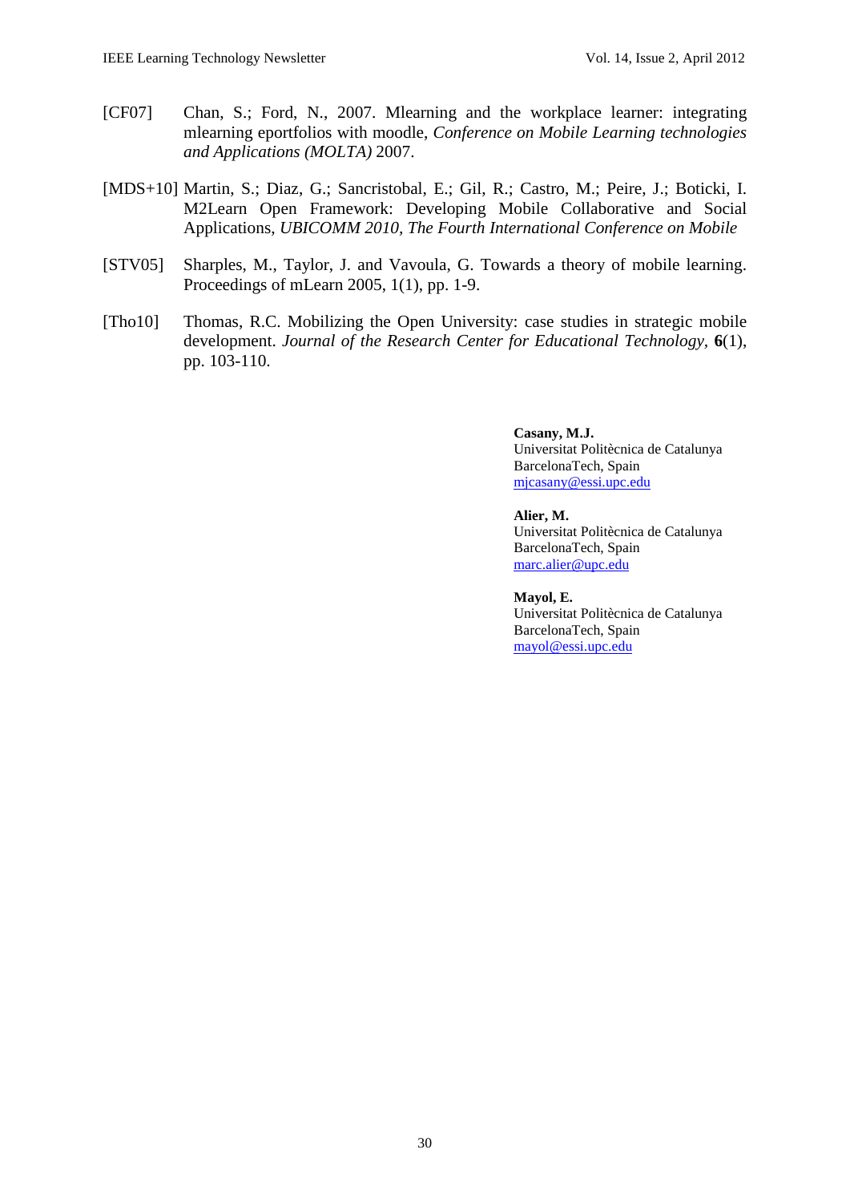[CF07] Chan, S.; Ford, N., 2007. Mlearning and the workplace learner: integrating mlearning eportfolios with moodle, *Conference on Mobile Learning technologies and Applications (MOLTA)* 2007.

[MDS+10] Martin, S.; Diaz, G.; Sancristobal, E.; Gil, R.; Castro, M.; Peire, J.; Boticki, I. M2Learn Open Framework: Developing Mobile Collaborative and Social Applications, *UBICOMM 2010, The Fourth International Conference on Mobile*

[STV05] Sharples, M., Taylor, J. and Vavoula, G. Towards a theory of mobile learning. Proceedings of mLearn 2005, 1(1), pp. 1-9.

[Tho10] Thomas, R.C. Mobilizing the Open University: case studies in strategic mobile development. *Journal of the Research Center for Educational Technology*, **6**(1), pp. 103-110.

**Casany, M.J.**
Universitat Politècnica de Catalunya
BarcelonaTech, Spain
mjcasany@essi.upc.edu

**Alier, M.**
Universitat Politècnica de Catalunya
BarcelonaTech, Spain
marc.alier@upc.edu

**Mayol, E.**
Universitat Politècnica de Catalunya
BarcelonaTech, Spain
mayol@essi.upc.edu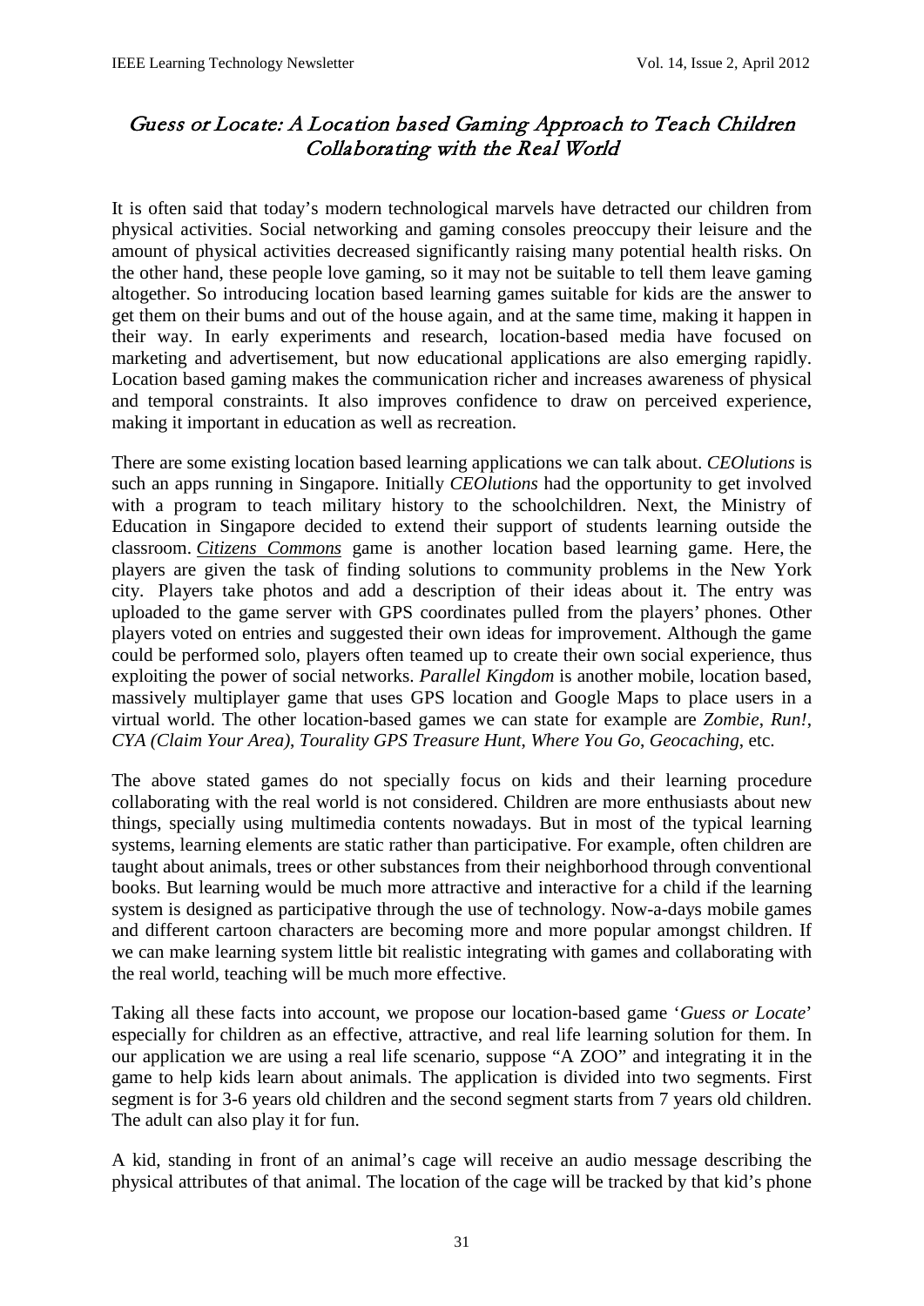# *Guess or Locate: A Location based Gaming Approach to Teach Children Collaborating with the Real World*

It is often said that today's modern technological marvels have detracted our children from physical activities. Social networking and gaming consoles preoccupy their leisure and the amount of physical activities decreased significantly raising many potential health risks. On the other hand, these people love gaming, so it may not be suitable to tell them leave gaming altogether. So introducing location based learning games suitable for kids are the answer to get them on their bums and out of the house again, and at the same time, making it happen in their way. In early experiments and research, location-based media have focused on marketing and advertisement, but now educational applications are also emerging rapidly. Location based gaming makes the communication richer and increases awareness of physical and temporal constraints. It also improves confidence to draw on perceived experience, making it important in education as well as recreation.

There are some existing location based learning applications we can talk about. *CEOlutions* is such an apps running in Singapore. Initially *CEOlutions* had the opportunity to get involved with a program to teach military history to the schoolchildren. Next, the Ministry of Education in Singapore decided to extend their support of students learning outside the classroom. *Citizens Commons* game is another location based learning game. Here, the players are given the task of finding solutions to community problems in the New York city. Players take photos and add a description of their ideas about it. The entry was uploaded to the game server with GPS coordinates pulled from the players' phones. Other players voted on entries and suggested their own ideas for improvement. Although the game could be performed solo, players often teamed up to create their own social experience, thus exploiting the power of social networks. *Parallel Kingdom* is another mobile, location based, massively multiplayer game that uses GPS location and Google Maps to place users in a virtual world. The other location-based games we can state for example are *Zombie*, *Run!*, *CYA (Claim Your Area)*, *Tourality GPS Treasure Hunt*, *Where You Go*, *Geocaching*, etc.

The above stated games do not specially focus on kids and their learning procedure collaborating with the real world is not considered. Children are more enthusiasts about new things, specially using multimedia contents nowadays. But in most of the typical learning systems, learning elements are static rather than participative. For example, often children are taught about animals, trees or other substances from their neighborhood through conventional books. But learning would be much more attractive and interactive for a child if the learning system is designed as participative through the use of technology. Now-a-days mobile games and different cartoon characters are becoming more and more popular amongst children. If we can make learning system little bit realistic integrating with games and collaborating with the real world, teaching will be much more effective.

Taking all these facts into account, we propose our location-based game '*Guess or Locate*' especially for children as an effective, attractive, and real life learning solution for them. In our application we are using a real life scenario, suppose "A ZOO" and integrating it in the game to help kids learn about animals. The application is divided into two segments. First segment is for 3-6 years old children and the second segment starts from 7 years old children. The adult can also play it for fun.

A kid, standing in front of an animal's cage will receive an audio message describing the physical attributes of that animal. The location of the cage will be tracked by that kid's phone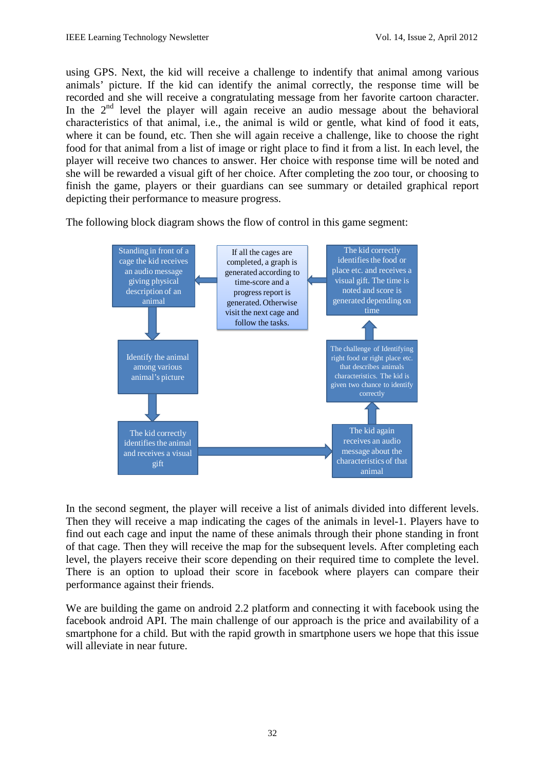using GPS. Next, the kid will receive a challenge to indentify that animal among various animals' picture. If the kid can identify the animal correctly, the response time will be recorded and she will receive a congratulating message from her favorite cartoon character. In the 2nd level the player will again receive an audio message about the behavioral characteristics of that animal, i.e., the animal is wild or gentle, what kind of food it eats, where it can be found, etc. Then she will again receive a challenge, like to choose the right food for that animal from a list of image or right place to find it from a list. In each level, the player will receive two chances to answer. Her choice with response time will be noted and she will be rewarded a visual gift of her choice. After completing the zoo tour, or choosing to finish the game, players or their guardians can see summary or detailed graphical report depicting their performance to measure progress.

The following block diagram shows the flow of control in this game segment:

Standing in front of a cage the kid receives an audio message giving physical description of an animal

↓

Identify the animal among various animal's picture

↓

The kid correctly identifies the animal and receives a visual gift

→

The kid again receives an audio message about the characteristics of that animal

↑

The challenge of Identifying right food or right place etc. that describes animals characteristics. The kid is given two chance to identify correctly

↑

The kid correctly identifies the food or place etc. and receives a visual gift. The time is noted and score is generated depending on time

←

If all the cages are completed, a graph is generated according to time-score and a progress report is generated. Otherwise visit the next cage and follow the tasks.

←

In the second segment, the player will receive a list of animals divided into different levels. Then they will receive a map indicating the cages of the animals in level-1. Players have to find out each cage and input the name of these animals through their phone standing in front of that cage. Then they will receive the map for the subsequent levels. After completing each level, the players receive their score depending on their required time to complete the level. There is an option to upload their score in facebook where players can compare their performance against their friends.

We are building the game on android 2.2 platform and connecting it with facebook using the facebook android API. The main challenge of our approach is the price and availability of a smartphone for a child. But with the rapid growth in smartphone users we hope that this issue will alleviate in near future.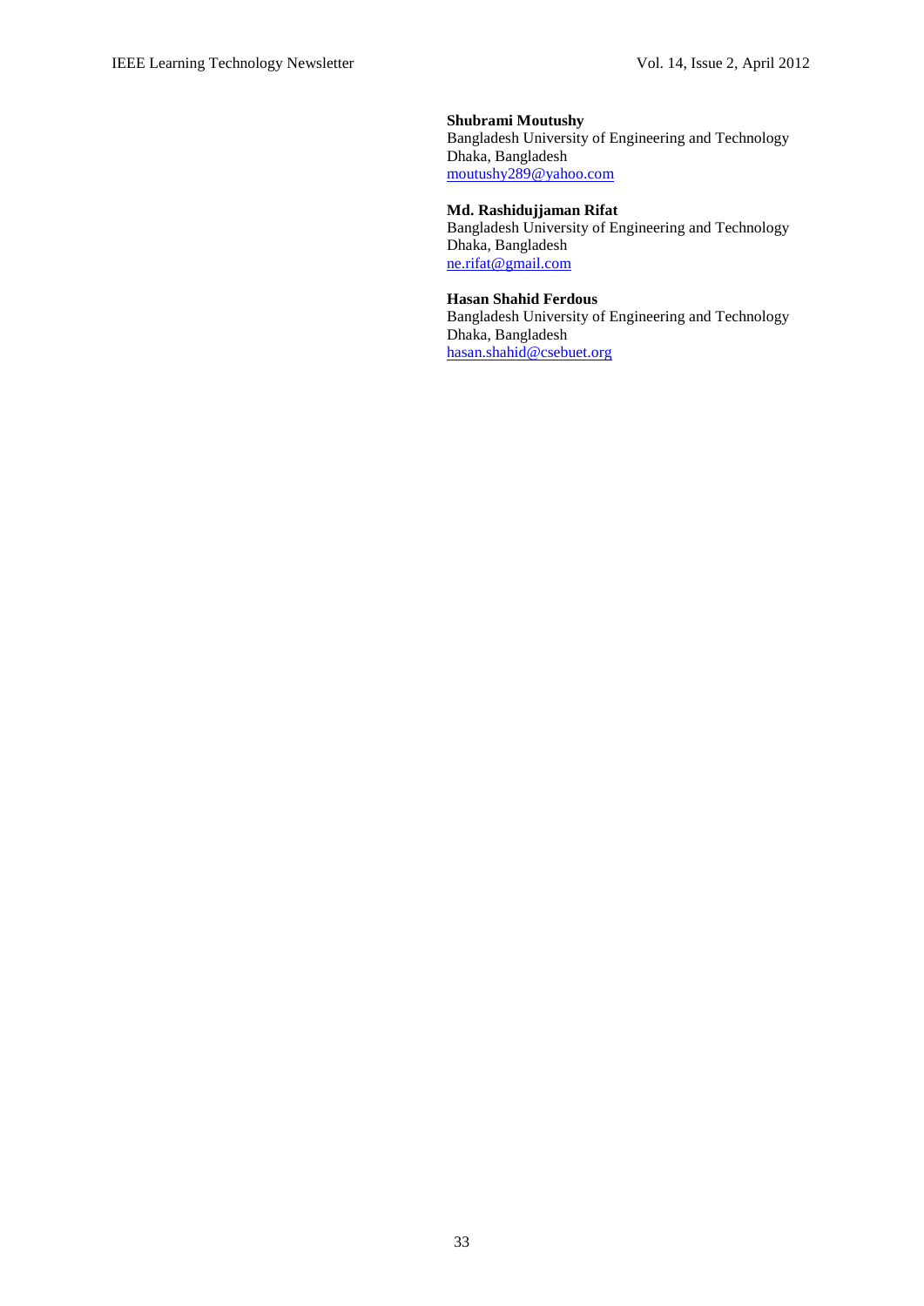**Shubrami Moutushy**
Bangladesh University of Engineering and Technology
Dhaka, Bangladesh
moutushy289@yahoo.com

**Md. Rashidujjaman Rifat**
Bangladesh University of Engineering and Technology
Dhaka, Bangladesh
ne.rifat@gmail.com

**Hasan Shahid Ferdous**
Bangladesh University of Engineering and Technology
Dhaka, Bangladesh
hasan.shahid@csebuet.org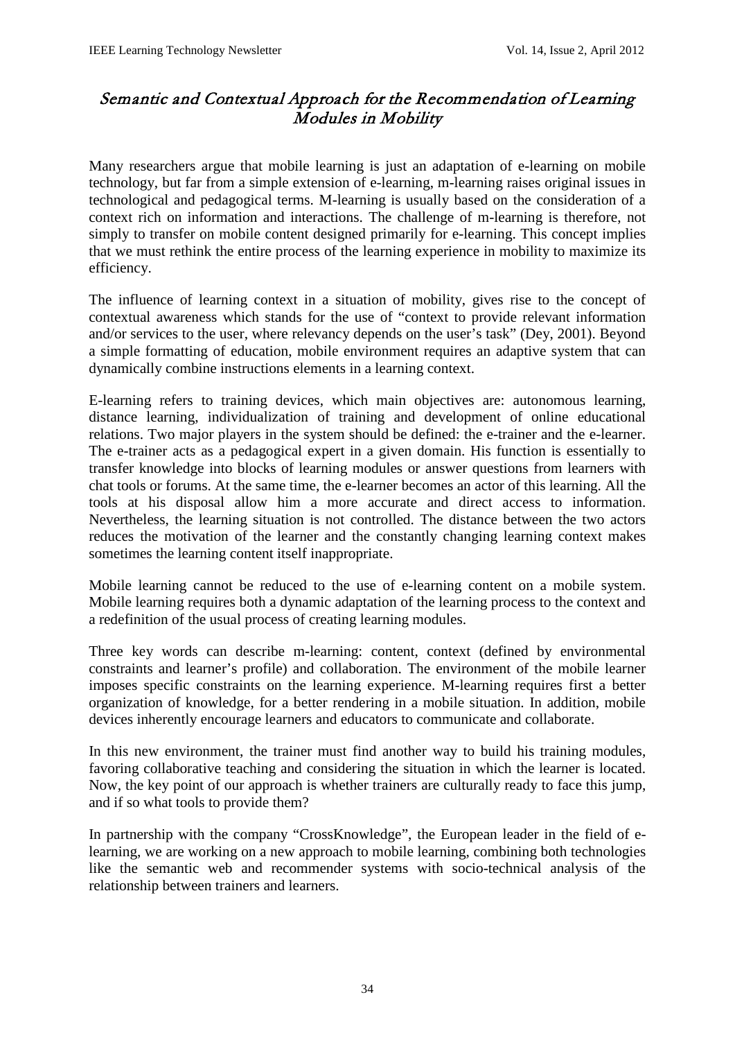# *Semantic and Contextual Approach for the Recommendation of Learning Modules in Mobility*

Many researchers argue that mobile learning is just an adaptation of e-learning on mobile technology, but far from a simple extension of e-learning, m-learning raises original issues in technological and pedagogical terms. M-learning is usually based on the consideration of a context rich on information and interactions. The challenge of m-learning is therefore, not simply to transfer on mobile content designed primarily for e-learning. This concept implies that we must rethink the entire process of the learning experience in mobility to maximize its efficiency.

The influence of learning context in a situation of mobility, gives rise to the concept of contextual awareness which stands for the use of "context to provide relevant information and/or services to the user, where relevancy depends on the user's task" (Dey, 2001). Beyond a simple formatting of education, mobile environment requires an adaptive system that can dynamically combine instructions elements in a learning context.

E-learning refers to training devices, which main objectives are: autonomous learning, distance learning, individualization of training and development of online educational relations. Two major players in the system should be defined: the e-trainer and the e-learner. The e-trainer acts as a pedagogical expert in a given domain. His function is essentially to transfer knowledge into blocks of learning modules or answer questions from learners with chat tools or forums. At the same time, the e-learner becomes an actor of this learning. All the tools at his disposal allow him a more accurate and direct access to information. Nevertheless, the learning situation is not controlled. The distance between the two actors reduces the motivation of the learner and the constantly changing learning context makes sometimes the learning content itself inappropriate.

Mobile learning cannot be reduced to the use of e-learning content on a mobile system. Mobile learning requires both a dynamic adaptation of the learning process to the context and a redefinition of the usual process of creating learning modules.

Three key words can describe m-learning: content, context (defined by environmental constraints and learner's profile) and collaboration. The environment of the mobile learner imposes specific constraints on the learning experience. M-learning requires first a better organization of knowledge, for a better rendering in a mobile situation. In addition, mobile devices inherently encourage learners and educators to communicate and collaborate.

In this new environment, the trainer must find another way to build his training modules, favoring collaborative teaching and considering the situation in which the learner is located. Now, the key point of our approach is whether trainers are culturally ready to face this jump, and if so what tools to provide them?

In partnership with the company "CrossKnowledge", the European leader in the field of e-learning, we are working on a new approach to mobile learning, combining both technologies like the semantic web and recommender systems with socio-technical analysis of the relationship between trainers and learners.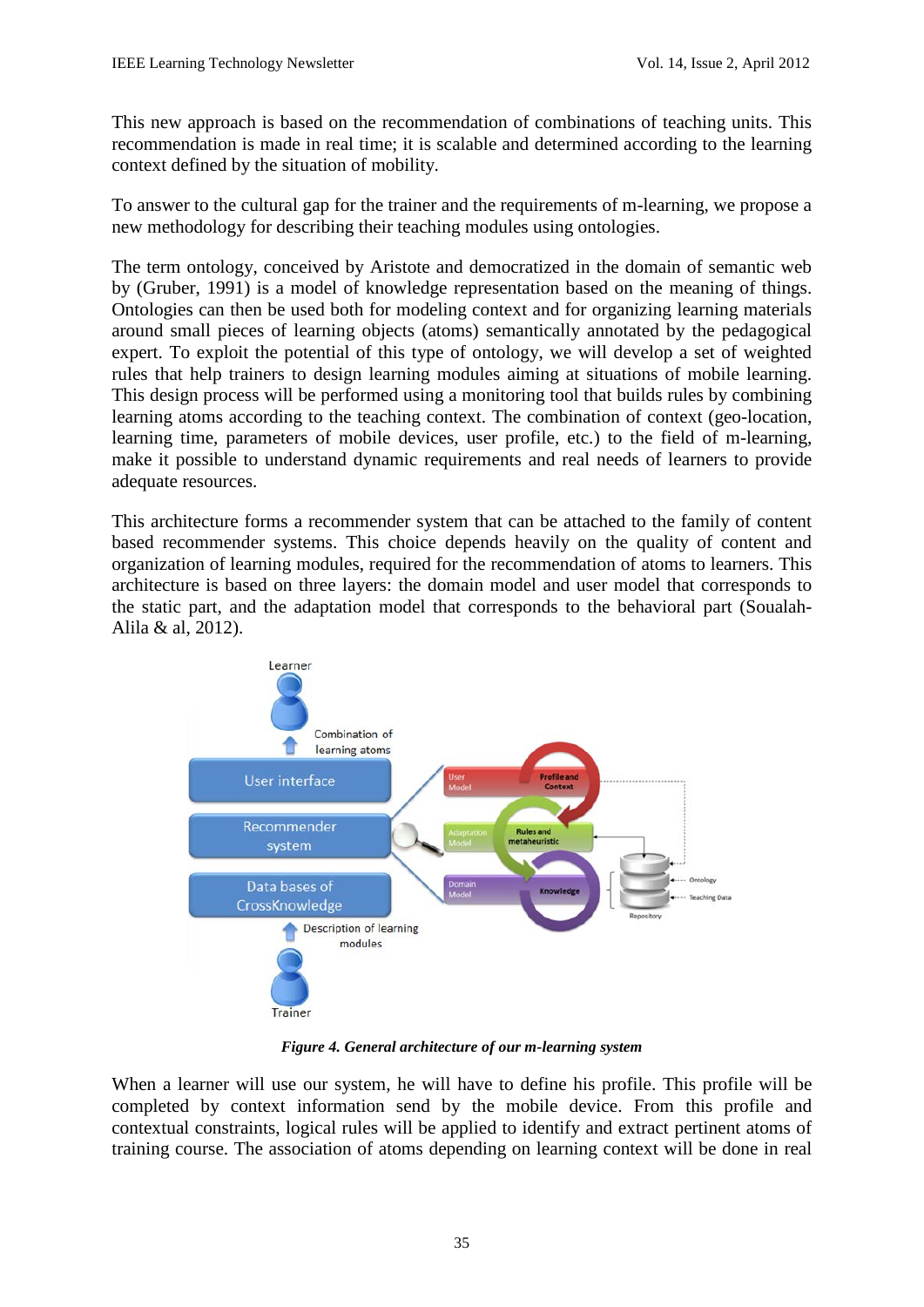This new approach is based on the recommendation of combinations of teaching units. This recommendation is made in real time; it is scalable and determined according to the learning context defined by the situation of mobility.

To answer to the cultural gap for the trainer and the requirements of m-learning, we propose a new methodology for describing their teaching modules using ontologies.

The term ontology, conceived by Aristote and democratized in the domain of semantic web by (Gruber, 1991) is a model of knowledge representation based on the meaning of things. Ontologies can then be used both for modeling context and for organizing learning materials around small pieces of learning objects (atoms) semantically annotated by the pedagogical expert. To exploit the potential of this type of ontology, we will develop a set of weighted rules that help trainers to design learning modules aiming at situations of mobile learning. This design process will be performed using a monitoring tool that builds rules by combining learning atoms according to the teaching context. The combination of context (geo-location, learning time, parameters of mobile devices, user profile, etc.) to the field of m-learning, make it possible to understand dynamic requirements and real needs of learners to provide adequate resources.

This architecture forms a recommender system that can be attached to the family of content based recommender systems. This choice depends heavily on the quality of content and organization of learning modules, required for the recommendation of atoms to learners. This architecture is based on three layers: the domain model and user model that corresponds to the static part, and the adaptation model that corresponds to the behavioral part (Soualah-Alila & al, 2012).

*Figure 4. General architecture of our m-learning system*

When a learner will use our system, he will have to define his profile. This profile will be completed by context information send by the mobile device. From this profile and contextual constraints, logical rules will be applied to identify and extract pertinent atoms of training course. The association of atoms depending on learning context will be done in real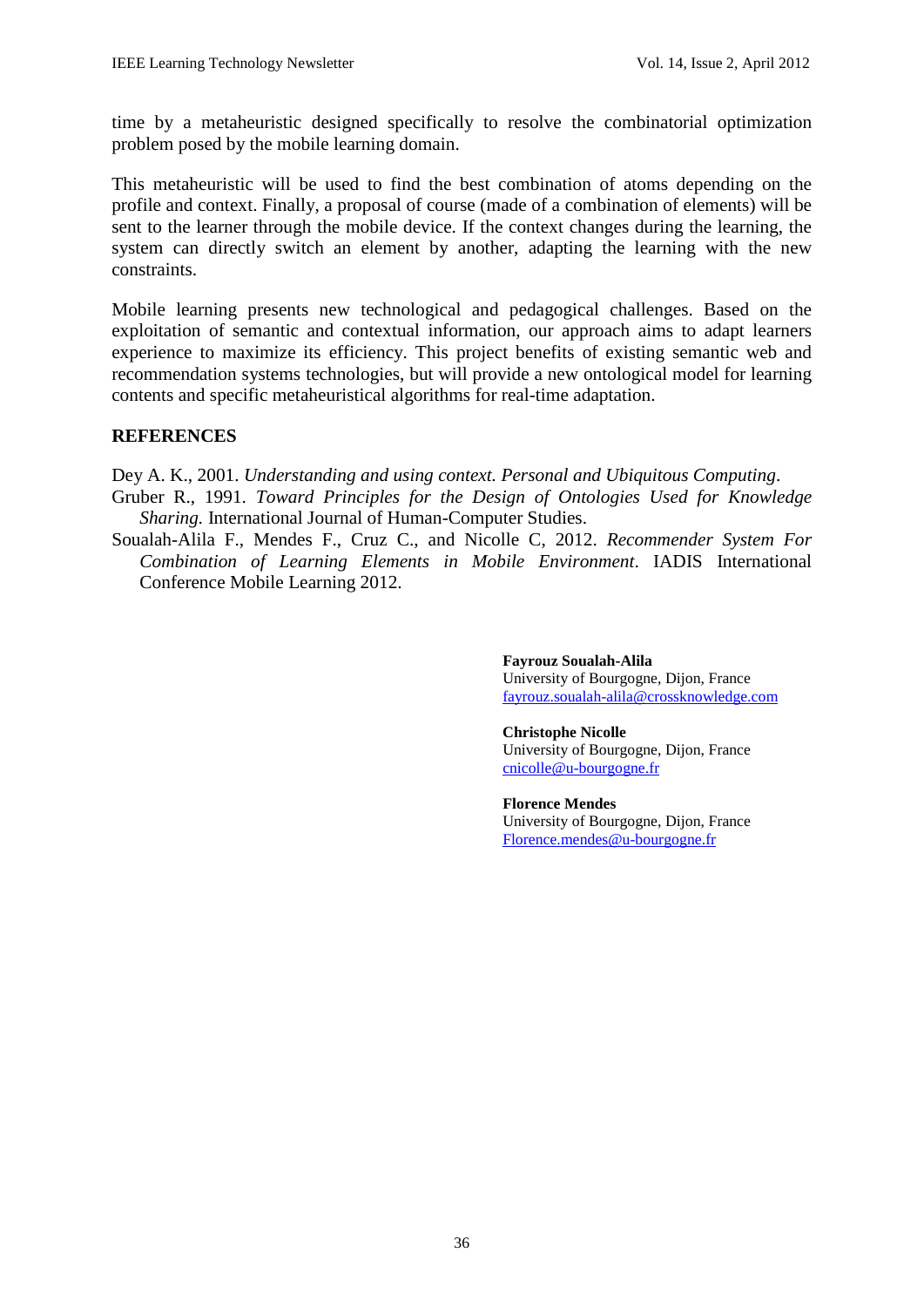time by a metaheuristic designed specifically to resolve the combinatorial optimization problem posed by the mobile learning domain.

This metaheuristic will be used to find the best combination of atoms depending on the profile and context. Finally, a proposal of course (made of a combination of elements) will be sent to the learner through the mobile device. If the context changes during the learning, the system can directly switch an element by another, adapting the learning with the new constraints.

Mobile learning presents new technological and pedagogical challenges. Based on the exploitation of semantic and contextual information, our approach aims to adapt learners experience to maximize its efficiency. This project benefits of existing semantic web and recommendation systems technologies, but will provide a new ontological model for learning contents and specific metaheuristical algorithms for real-time adaptation.

## REFERENCES

Dey A. K., 2001. *Understanding and using context. Personal and Ubiquitous Computing*.

Gruber R., 1991. *Toward Principles for the Design of Ontologies Used for Knowledge Sharing.* International Journal of Human-Computer Studies.

Soualah-Alila F., Mendes F., Cruz C., and Nicolle C, 2012. *Recommender System For Combination of Learning Elements in Mobile Environment*. IADIS International Conference Mobile Learning 2012.

**Fayrouz Soualah-Alila**
University of Bourgogne, Dijon, France
fayrouz.soualah-alila@crossknowledge.com

**Christophe Nicolle**
University of Bourgogne, Dijon, France
cnicolle@u-bourgogne.fr

**Florence Mendes**
University of Bourgogne, Dijon, France
Florence.mendes@u-bourgogne.fr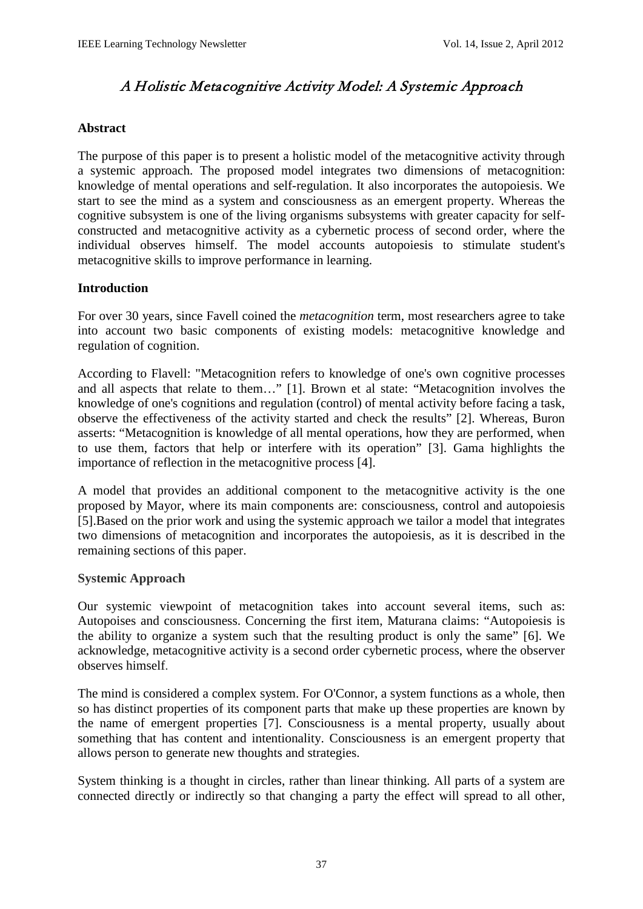# A Holistic Metacognitive Activity Model: A Systemic Approach

### Abstract

The purpose of this paper is to present a holistic model of the metacognitive activity through a systemic approach. The proposed model integrates two dimensions of metacognition: knowledge of mental operations and self-regulation. It also incorporates the autopoiesis. We start to see the mind as a system and consciousness as an emergent property. Whereas the cognitive subsystem is one of the living organisms subsystems with greater capacity for self-constructed and metacognitive activity as a cybernetic process of second order, where the individual observes himself. The model accounts autopoiesis to stimulate student's metacognitive skills to improve performance in learning.

### Introduction

For over 30 years, since Favell coined the *metacognition* term, most researchers agree to take into account two basic components of existing models: metacognitive knowledge and regulation of cognition.

According to Flavell: "Metacognition refers to knowledge of one's own cognitive processes and all aspects that relate to them…" [1]. Brown et al state: "Metacognition involves the knowledge of one's cognitions and regulation (control) of mental activity before facing a task, observe the effectiveness of the activity started and check the results" [2]. Whereas, Buron asserts: "Metacognition is knowledge of all mental operations, how they are performed, when to use them, factors that help or interfere with its operation" [3]. Gama highlights the importance of reflection in the metacognitive process [4].

A model that provides an additional component to the metacognitive activity is the one proposed by Mayor, where its main components are: consciousness, control and autopoiesis [5].Based on the prior work and using the systemic approach we tailor a model that integrates two dimensions of metacognition and incorporates the autopoiesis, as it is described in the remaining sections of this paper.

#### Systemic Approach

Our systemic viewpoint of metacognition takes into account several items, such as: Autopoises and consciousness. Concerning the first item, Maturana claims: "Autopoiesis is the ability to organize a system such that the resulting product is only the same" [6]. We acknowledge, metacognitive activity is a second order cybernetic process, where the observer observes himself.

The mind is considered a complex system. For O'Connor, a system functions as a whole, then so has distinct properties of its component parts that make up these properties are known by the name of emergent properties [7]. Consciousness is a mental property, usually about something that has content and intentionality. Consciousness is an emergent property that allows person to generate new thoughts and strategies.

System thinking is a thought in circles, rather than linear thinking. All parts of a system are connected directly or indirectly so that changing a party the effect will spread to all other,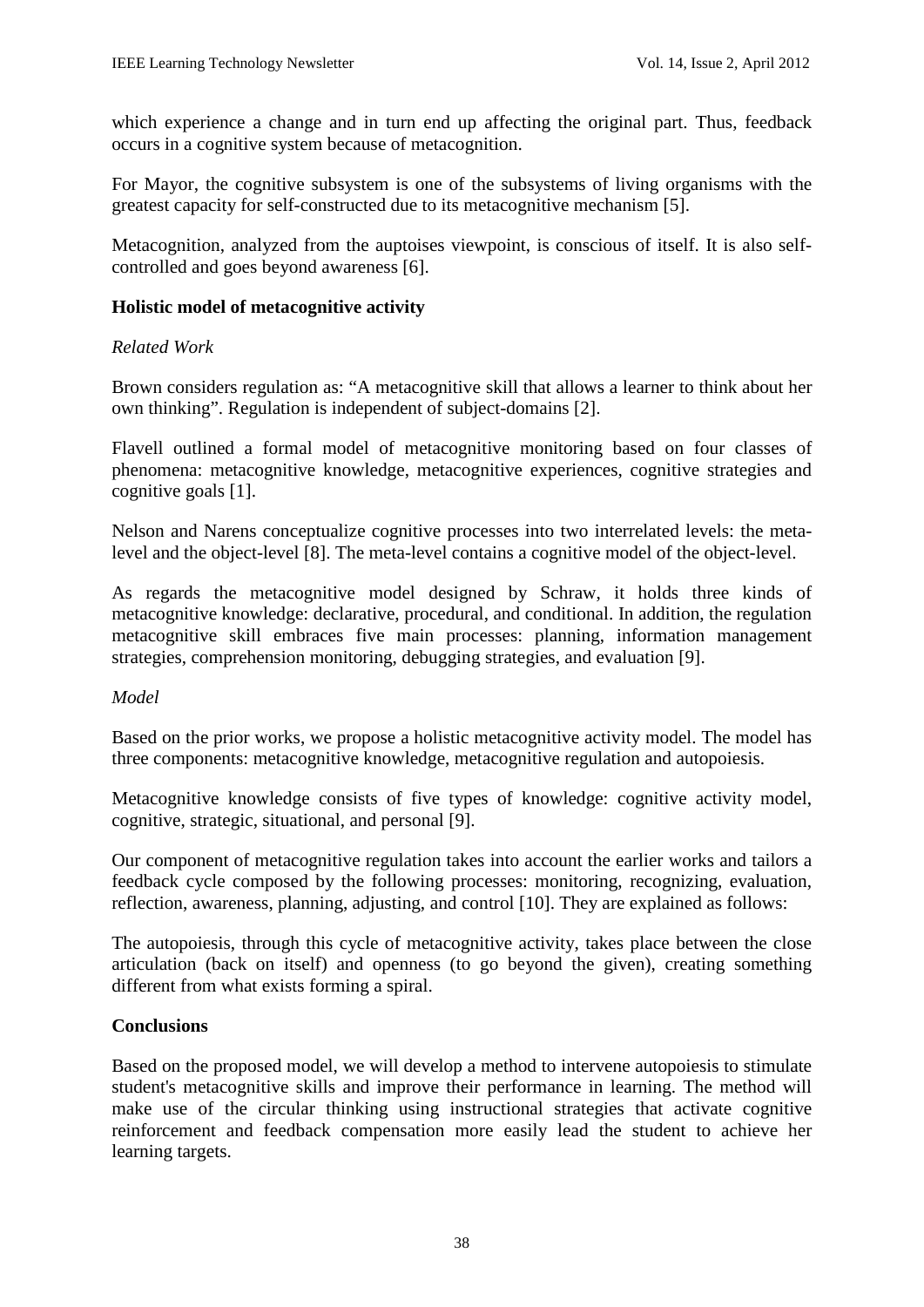which experience a change and in turn end up affecting the original part. Thus, feedback occurs in a cognitive system because of metacognition.

For Mayor, the cognitive subsystem is one of the subsystems of living organisms with the greatest capacity for self-constructed due to its metacognitive mechanism [5].

Metacognition, analyzed from the auptoises viewpoint, is conscious of itself. It is also self-controlled and goes beyond awareness [6].

### Holistic model of metacognitive activity

*Related Work*

Brown considers regulation as: "A metacognitive skill that allows a learner to think about her own thinking". Regulation is independent of subject-domains [2].

Flavell outlined a formal model of metacognitive monitoring based on four classes of phenomena: metacognitive knowledge, metacognitive experiences, cognitive strategies and cognitive goals [1].

Nelson and Narens conceptualize cognitive processes into two interrelated levels: the meta-level and the object-level [8]. The meta-level contains a cognitive model of the object-level.

As regards the metacognitive model designed by Schraw, it holds three kinds of metacognitive knowledge: declarative, procedural, and conditional. In addition, the regulation metacognitive skill embraces five main processes: planning, information management strategies, comprehension monitoring, debugging strategies, and evaluation [9].

*Model*

Based on the prior works, we propose a holistic metacognitive activity model. The model has three components: metacognitive knowledge, metacognitive regulation and autopoiesis.

Metacognitive knowledge consists of five types of knowledge: cognitive activity model, cognitive, strategic, situational, and personal [9].

Our component of metacognitive regulation takes into account the earlier works and tailors a feedback cycle composed by the following processes: monitoring, recognizing, evaluation, reflection, awareness, planning, adjusting, and control [10]. They are explained as follows:

The autopoiesis, through this cycle of metacognitive activity, takes place between the close articulation (back on itself) and openness (to go beyond the given), creating something different from what exists forming a spiral.

### Conclusions

Based on the proposed model, we will develop a method to intervene autopoiesis to stimulate student's metacognitive skills and improve their performance in learning. The method will make use of the circular thinking using instructional strategies that activate cognitive reinforcement and feedback compensation more easily lead the student to achieve her learning targets.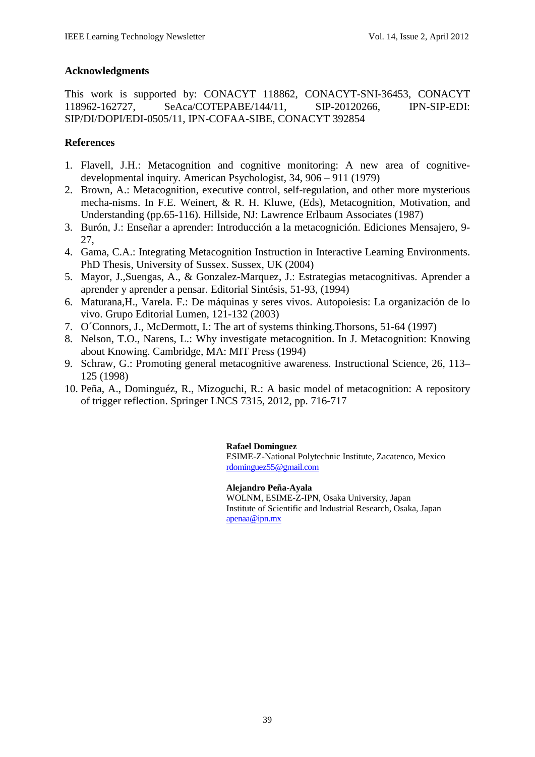## Acknowledgments

This work is supported by: CONACYT 118862, CONACYT-SNI-36453, CONACYT 118962-162727, SeAca/COTEPABE/144/11, SIP-20120266, IPN-SIP-EDI: SIP/DI/DOPI/EDI-0505/11, IPN-COFAA-SIBE, CONACYT 392854

## References

1. Flavell, J.H.: Metacognition and cognitive monitoring: A new area of cognitive-developmental inquiry. American Psychologist, 34, 906 – 911 (1979)
2. Brown, A.: Metacognition, executive control, self-regulation, and other more mysterious mecha-nisms. In F.E. Weinert, & R. H. Kluwe, (Eds), Metacognition, Motivation, and Understanding (pp.65-116). Hillside, NJ: Lawrence Erlbaum Associates (1987)
3. Burón, J.: Enseñar a aprender: Introducción a la metacognición. Ediciones Mensajero, 9-27,
4. Gama, C.A.: Integrating Metacognition Instruction in Interactive Learning Environments. PhD Thesis, University of Sussex. Sussex, UK (2004)
5. Mayor, J.,Suengas, A., & Gonzalez-Marquez, J.: Estrategias metacognitivas. Aprender a aprender y aprender a pensar. Editorial Sintésis, 51-93, (1994)
6. Maturana,H., Varela. F.: De máquinas y seres vivos. Autopoiesis: La organización de lo vivo. Grupo Editorial Lumen, 121-132 (2003)
7. O´Connors, J., McDermott, I.: The art of systems thinking.Thorsons, 51-64 (1997)
8. Nelson, T.O., Narens, L.: Why investigate metacognition. In J. Metacognition: Knowing about Knowing. Cambridge, MA: MIT Press (1994)
9. Schraw, G.: Promoting general metacognitive awareness. Instructional Science, 26, 113–125 (1998)
10. Peña, A., Dominguéz, R., Mizoguchi, R.: A basic model of metacognition: A repository of trigger reflection. Springer LNCS 7315, 2012, pp. 716-717

**Rafael Dominguez**
ESIME-Z-National Polytechnic Institute, Zacatenco, Mexico
rdominguez55@gmail.com

**Alejandro Peña-Ayala**
WOLNM, ESIME-Z-IPN, Osaka University, Japan
Institute of Scientific and Industrial Research, Osaka, Japan
apenaa@ipn.mx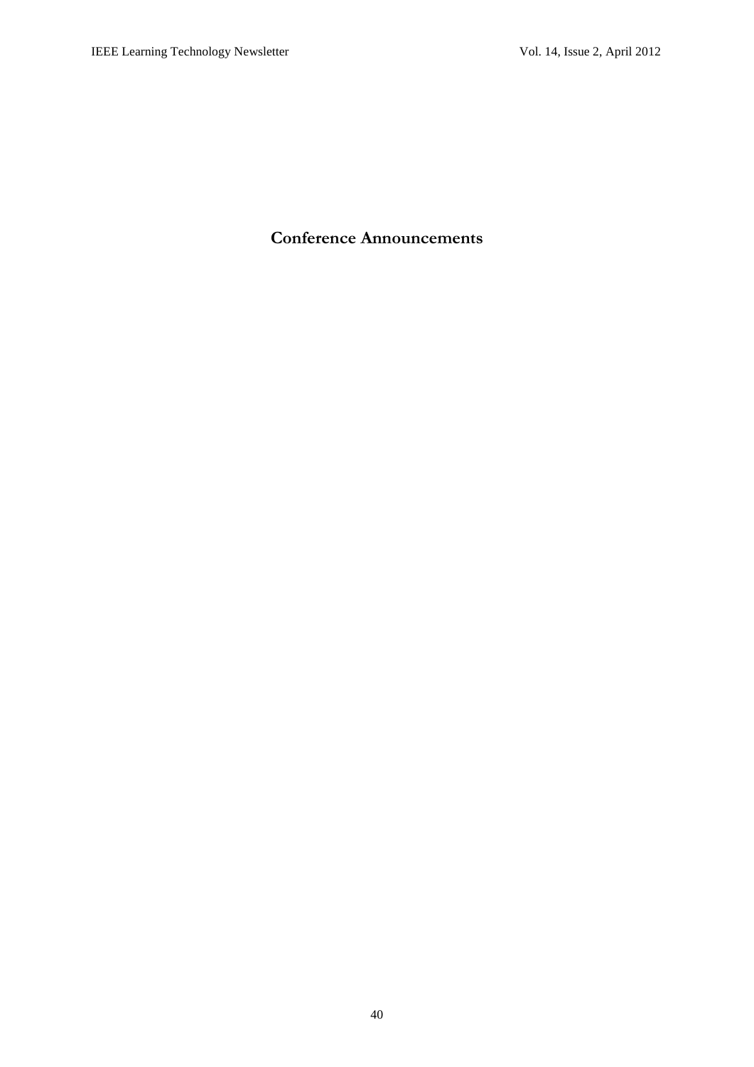# Conference Announcements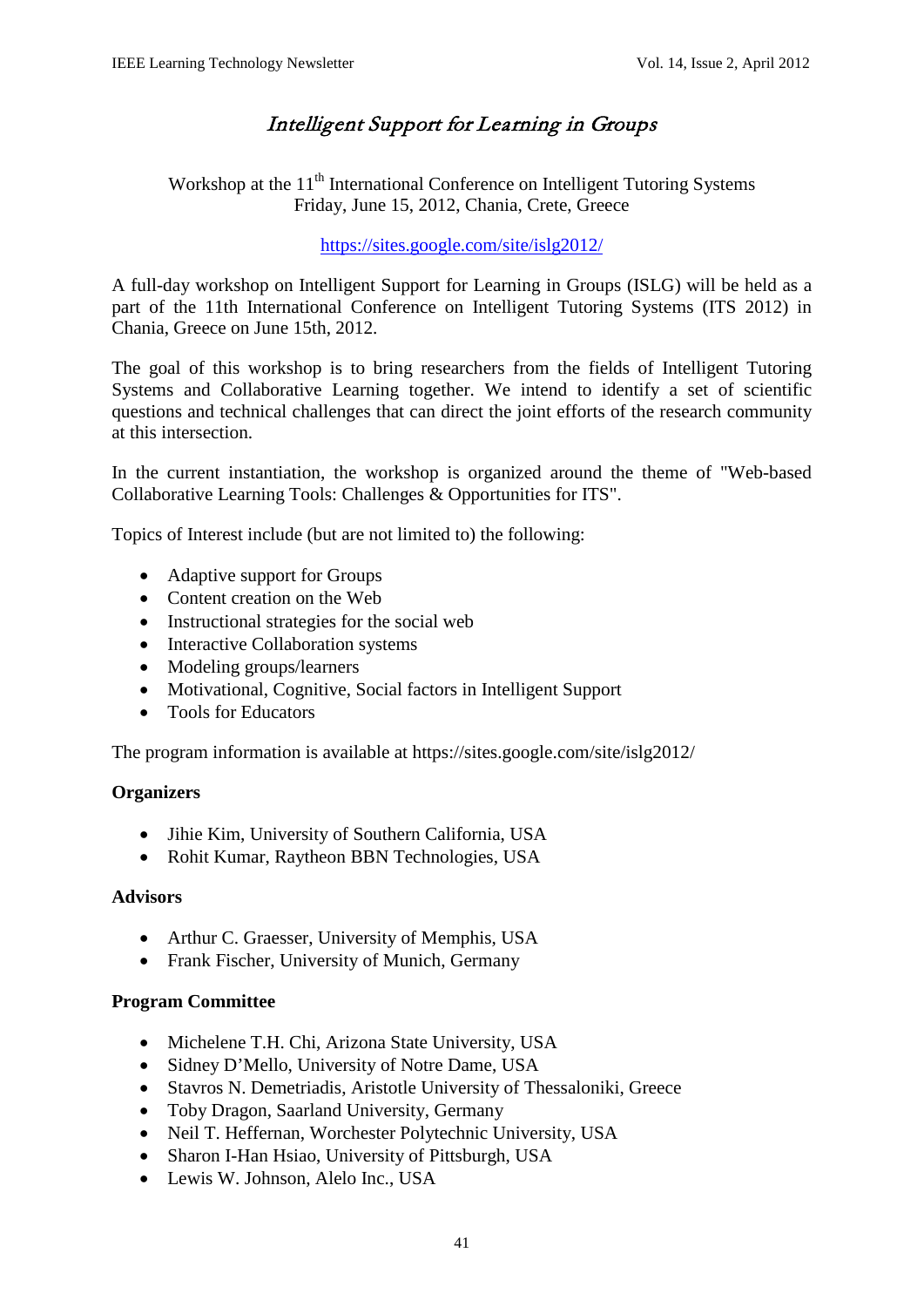# *Intelligent Support for Learning in Groups*

Workshop at the 11th International Conference on Intelligent Tutoring Systems
Friday, June 15, 2012, Chania, Crete, Greece

https://sites.google.com/site/islg2012/

A full-day workshop on Intelligent Support for Learning in Groups (ISLG) will be held as a part of the 11th International Conference on Intelligent Tutoring Systems (ITS 2012) in Chania, Greece on June 15th, 2012.

The goal of this workshop is to bring researchers from the fields of Intelligent Tutoring Systems and Collaborative Learning together. We intend to identify a set of scientific questions and technical challenges that can direct the joint efforts of the research community at this intersection.

In the current instantiation, the workshop is organized around the theme of "Web-based Collaborative Learning Tools: Challenges & Opportunities for ITS".

Topics of Interest include (but are not limited to) the following:

- Adaptive support for Groups
- Content creation on the Web
- Instructional strategies for the social web
- Interactive Collaboration systems
- Modeling groups/learners
- Motivational, Cognitive, Social factors in Intelligent Support
- Tools for Educators

The program information is available at https://sites.google.com/site/islg2012/

**Organizers**

- Jihie Kim, University of Southern California, USA
- Rohit Kumar, Raytheon BBN Technologies, USA

**Advisors**

- Arthur C. Graesser, University of Memphis, USA
- Frank Fischer, University of Munich, Germany

**Program Committee**

- Michelene T.H. Chi, Arizona State University, USA
- Sidney D'Mello, University of Notre Dame, USA
- Stavros N. Demetriadis, Aristotle University of Thessaloniki, Greece
- Toby Dragon, Saarland University, Germany
- Neil T. Heffernan, Worchester Polytechnic University, USA
- Sharon I-Han Hsiao, University of Pittsburgh, USA
- Lewis W. Johnson, Alelo Inc., USA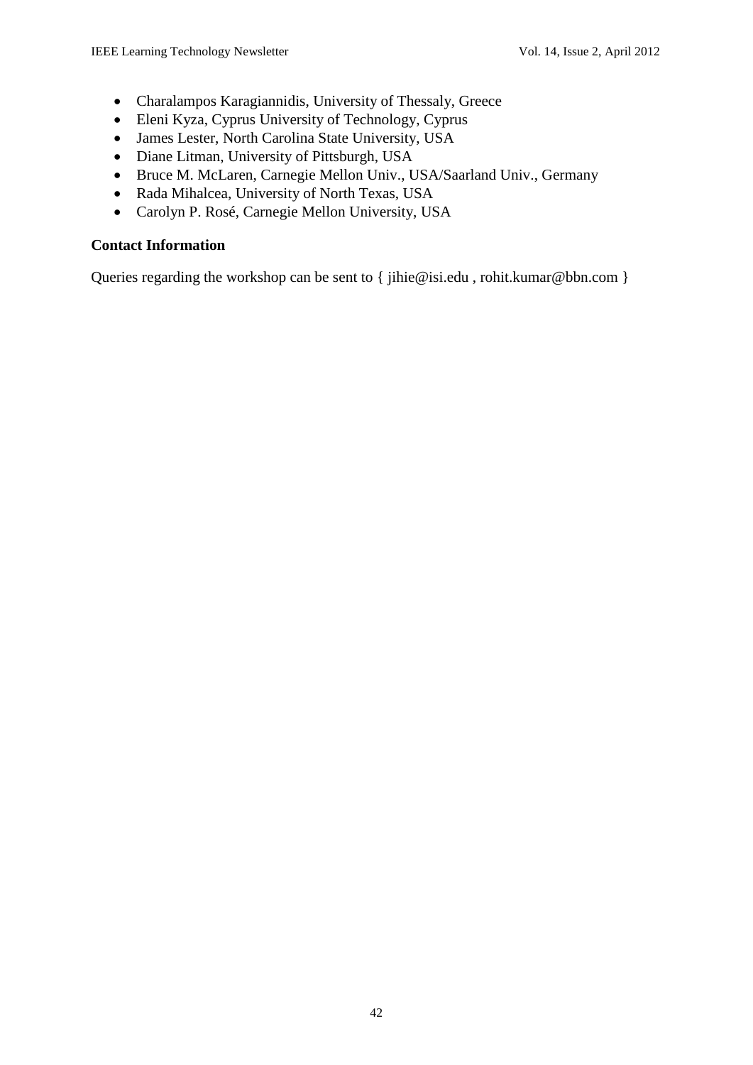- Charalampos Karagiannidis, University of Thessaly, Greece
- Eleni Kyza, Cyprus University of Technology, Cyprus
- James Lester, North Carolina State University, USA
- Diane Litman, University of Pittsburgh, USA
- Bruce M. McLaren, Carnegie Mellon Univ., USA/Saarland Univ., Germany
- Rada Mihalcea, University of North Texas, USA
- Carolyn P. Rosé, Carnegie Mellon University, USA

**Contact Information**

Queries regarding the workshop can be sent to { jihie@isi.edu , rohit.kumar@bbn.com }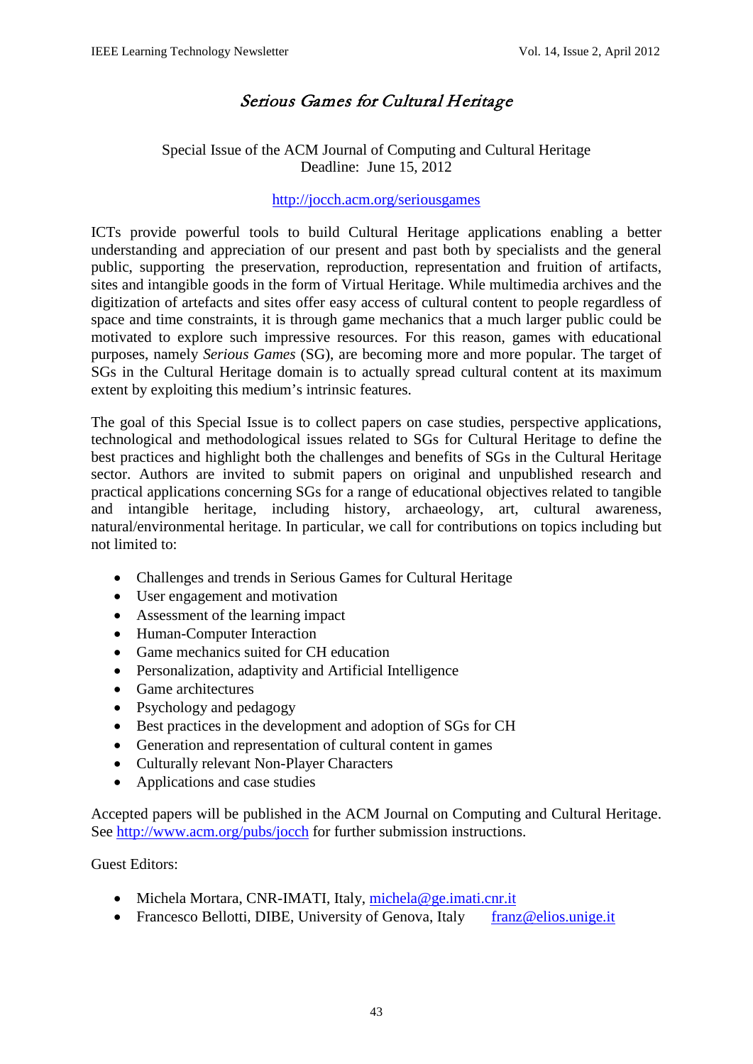# *Serious Games for Cultural Heritage*

Special Issue of the ACM Journal of Computing and Cultural Heritage
Deadline: June 15, 2012

http://jocch.acm.org/seriousgames

ICTs provide powerful tools to build Cultural Heritage applications enabling a better understanding and appreciation of our present and past both by specialists and the general public, supporting the preservation, reproduction, representation and fruition of artifacts, sites and intangible goods in the form of Virtual Heritage. While multimedia archives and the digitization of artefacts and sites offer easy access of cultural content to people regardless of space and time constraints, it is through game mechanics that a much larger public could be motivated to explore such impressive resources. For this reason, games with educational purposes, namely *Serious Games* (SG), are becoming more and more popular. The target of SGs in the Cultural Heritage domain is to actually spread cultural content at its maximum extent by exploiting this medium's intrinsic features.

The goal of this Special Issue is to collect papers on case studies, perspective applications, technological and methodological issues related to SGs for Cultural Heritage to define the best practices and highlight both the challenges and benefits of SGs in the Cultural Heritage sector. Authors are invited to submit papers on original and unpublished research and practical applications concerning SGs for a range of educational objectives related to tangible and intangible heritage, including history, archaeology, art, cultural awareness, natural/environmental heritage. In particular, we call for contributions on topics including but not limited to:

- Challenges and trends in Serious Games for Cultural Heritage
- User engagement and motivation
- Assessment of the learning impact
- Human-Computer Interaction
- Game mechanics suited for CH education
- Personalization, adaptivity and Artificial Intelligence
- Game architectures
- Psychology and pedagogy
- Best practices in the development and adoption of SGs for CH
- Generation and representation of cultural content in games
- Culturally relevant Non-Player Characters
- Applications and case studies

Accepted papers will be published in the ACM Journal on Computing and Cultural Heritage. See http://www.acm.org/pubs/jocch for further submission instructions.

Guest Editors:

- Michela Mortara, CNR-IMATI, Italy, michela@ge.imati.cnr.it
- Francesco Bellotti, DIBE, University of Genova, Italy franz@elios.unige.it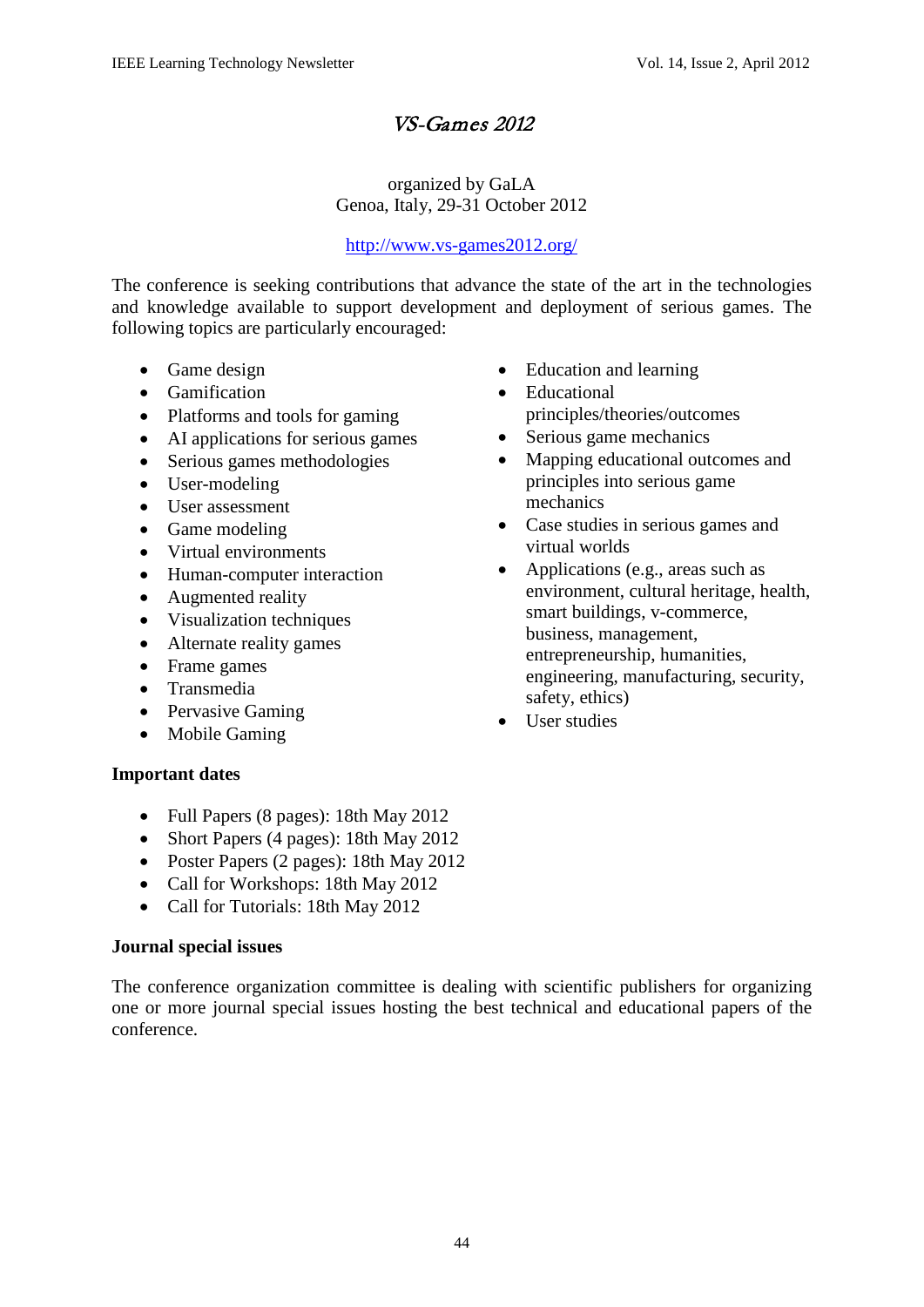# *VS-Games 2012*

organized by GaLA
Genoa, Italy, 29-31 October 2012

http://www.vs-games2012.org/

The conference is seeking contributions that advance the state of the art in the technologies and knowledge available to support development and deployment of serious games. The following topics are particularly encouraged:

- Game design
- Gamification
- Platforms and tools for gaming
- AI applications for serious games
- Serious games methodologies
- User-modeling
- User assessment
- Game modeling
- Virtual environments
- Human-computer interaction
- Augmented reality
- Visualization techniques
- Alternate reality games
- Frame games
- Transmedia
- Pervasive Gaming
- Mobile Gaming
- Education and learning
- Educational principles/theories/outcomes
- Serious game mechanics
- Mapping educational outcomes and principles into serious game mechanics
- Case studies in serious games and virtual worlds
- Applications (e.g., areas such as environment, cultural heritage, health, smart buildings, v-commerce, business, management, entrepreneurship, humanities, engineering, manufacturing, security, safety, ethics)
- User studies

**Important dates**

- Full Papers (8 pages): 18th May 2012
- Short Papers (4 pages): 18th May 2012
- Poster Papers (2 pages): 18th May 2012
- Call for Workshops: 18th May 2012
- Call for Tutorials: 18th May 2012

**Journal special issues**

The conference organization committee is dealing with scientific publishers for organizing one or more journal special issues hosting the best technical and educational papers of the conference.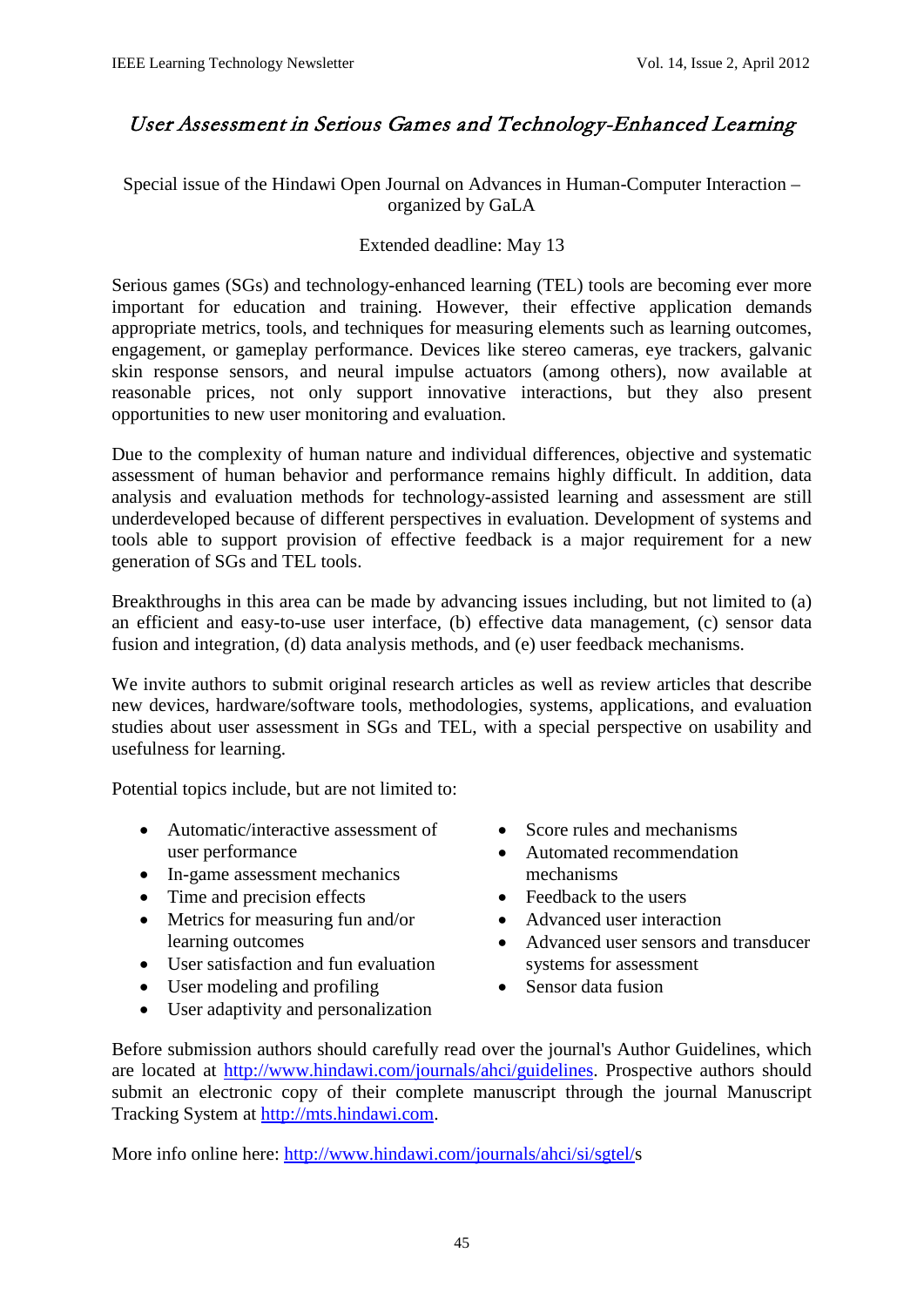# *User Assessment in Serious Games and Technology-Enhanced Learning*

Special issue of the Hindawi Open Journal on Advances in Human-Computer Interaction – organized by GaLA

Extended deadline: May 13

Serious games (SGs) and technology-enhanced learning (TEL) tools are becoming ever more important for education and training. However, their effective application demands appropriate metrics, tools, and techniques for measuring elements such as learning outcomes, engagement, or gameplay performance. Devices like stereo cameras, eye trackers, galvanic skin response sensors, and neural impulse actuators (among others), now available at reasonable prices, not only support innovative interactions, but they also present opportunities to new user monitoring and evaluation.

Due to the complexity of human nature and individual differences, objective and systematic assessment of human behavior and performance remains highly difficult. In addition, data analysis and evaluation methods for technology-assisted learning and assessment are still underdeveloped because of different perspectives in evaluation. Development of systems and tools able to support provision of effective feedback is a major requirement for a new generation of SGs and TEL tools.

Breakthroughs in this area can be made by advancing issues including, but not limited to (a) an efficient and easy-to-use user interface, (b) effective data management, (c) sensor data fusion and integration, (d) data analysis methods, and (e) user feedback mechanisms.

We invite authors to submit original research articles as well as review articles that describe new devices, hardware/software tools, methodologies, systems, applications, and evaluation studies about user assessment in SGs and TEL, with a special perspective on usability and usefulness for learning.

Potential topics include, but are not limited to:

- Automatic/interactive assessment of user performance
- In-game assessment mechanics
- Time and precision effects
- Metrics for measuring fun and/or learning outcomes
- User satisfaction and fun evaluation
- User modeling and profiling
- User adaptivity and personalization
- Score rules and mechanisms
- Automated recommendation mechanisms
- Feedback to the users
- Advanced user interaction
- Advanced user sensors and transducer systems for assessment
- Sensor data fusion

Before submission authors should carefully read over the journal's Author Guidelines, which are located at http://www.hindawi.com/journals/ahci/guidelines. Prospective authors should submit an electronic copy of their complete manuscript through the journal Manuscript Tracking System at http://mts.hindawi.com.

More info online here: http://www.hindawi.com/journals/ahci/si/sgtel/s